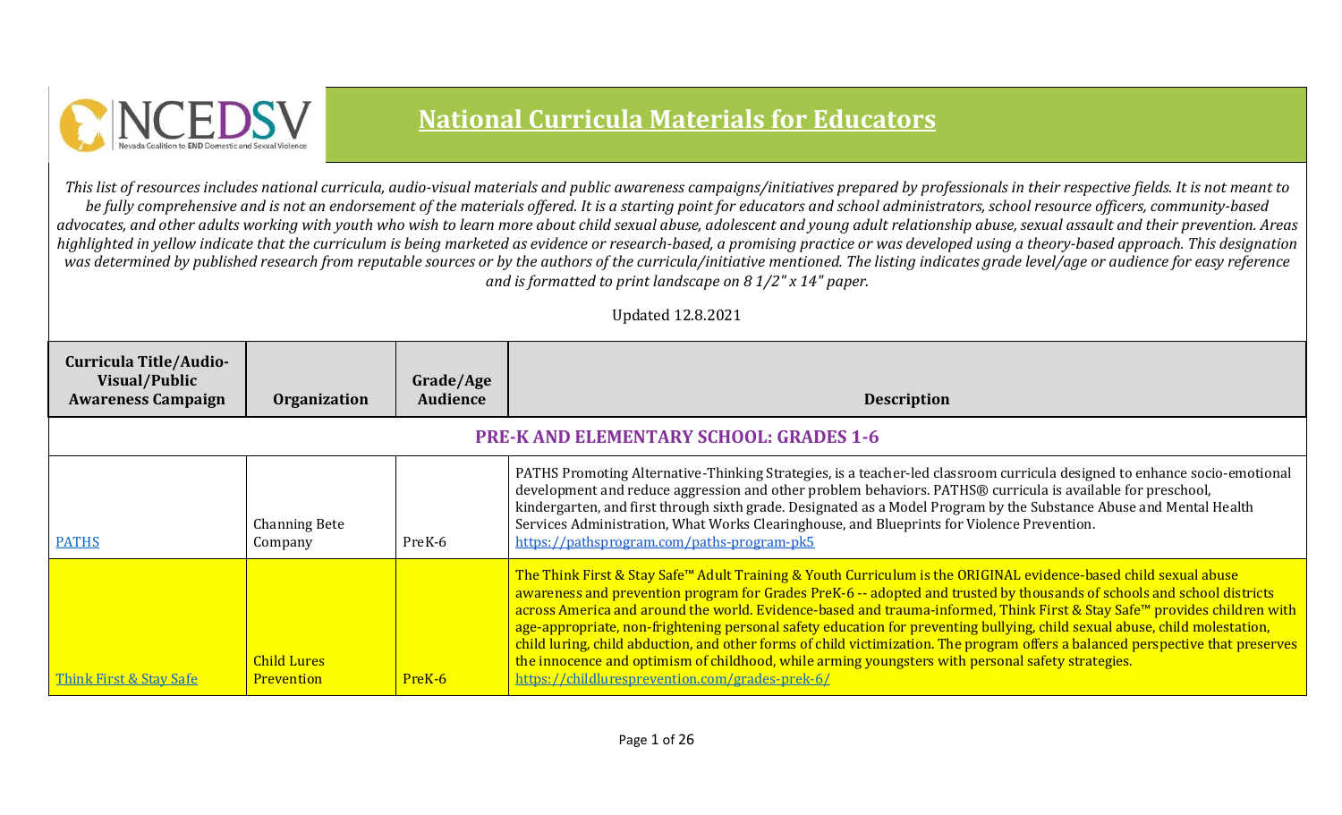# National Curricula Materials for Educators

*This list of resources includes national curricula, audio-visual materials and public awareness campaigns/initiatives prepared by professionals in their respective fields. It is not meant to be fully comprehensive and is not an endorsement of the materials offered. It is a starting point for educators and school administrators, school resource officers, community-based advocates, and other adults working with youth who wish to learn more about child sexual abuse, adolescent and young adult relationship abuse, sexual assault and their prevention. Areas highlighted in yellow indicate that the curriculum is being marketed as evidence or research-based, a promising practice or was developed using a theory-based approach. This designation was determined by published research from reputable sources or by the authors of the curricula/initiative mentioned. The listing indicates grade level/age or audience for easy reference and is formatted to print landscape on 8 1/2" x 14" paper.*

Updated 12.8.2021

| Curricula Title/Audio-Visual/Public Awareness Campaign | Organization | Grade/Age Audience | Description |
|---|---|---|---|
| **PRE-K AND ELEMENTARY SCHOOL: GRADES 1-6** | | | |
| PATHS | Channing Bete Company | PreK-6 | PATHS Promoting Alternative-Thinking Strategies, is a teacher-led classroom curricula designed to enhance socio-emotional development and reduce aggression and other problem behaviors. PATHS® curricula is available for preschool, kindergarten, and first through sixth grade. Designated as a Model Program by the Substance Abuse and Mental Health Services Administration, What Works Clearinghouse, and Blueprints for Violence Prevention. https://pathsprogram.com/paths-program-pk5 |
| Think First & Stay Safe | Child Lures Prevention | PreK-6 | The Think First & Stay Safe™ Adult Training & Youth Curriculum is the ORIGINAL evidence-based child sexual abuse awareness and prevention program for Grades PreK-6 -- adopted and trusted by thousands of schools and school districts across America and around the world. Evidence-based and trauma-informed, Think First & Stay Safe™ provides children with age-appropriate, non-frightening personal safety education for preventing bullying, child sexual abuse, child molestation, child luring, child abduction, and other forms of child victimization. The program offers a balanced perspective that preserves the innocence and optimism of childhood, while arming youngsters with personal safety strategies. https://childluresprevention.com/grades-prek-6/ |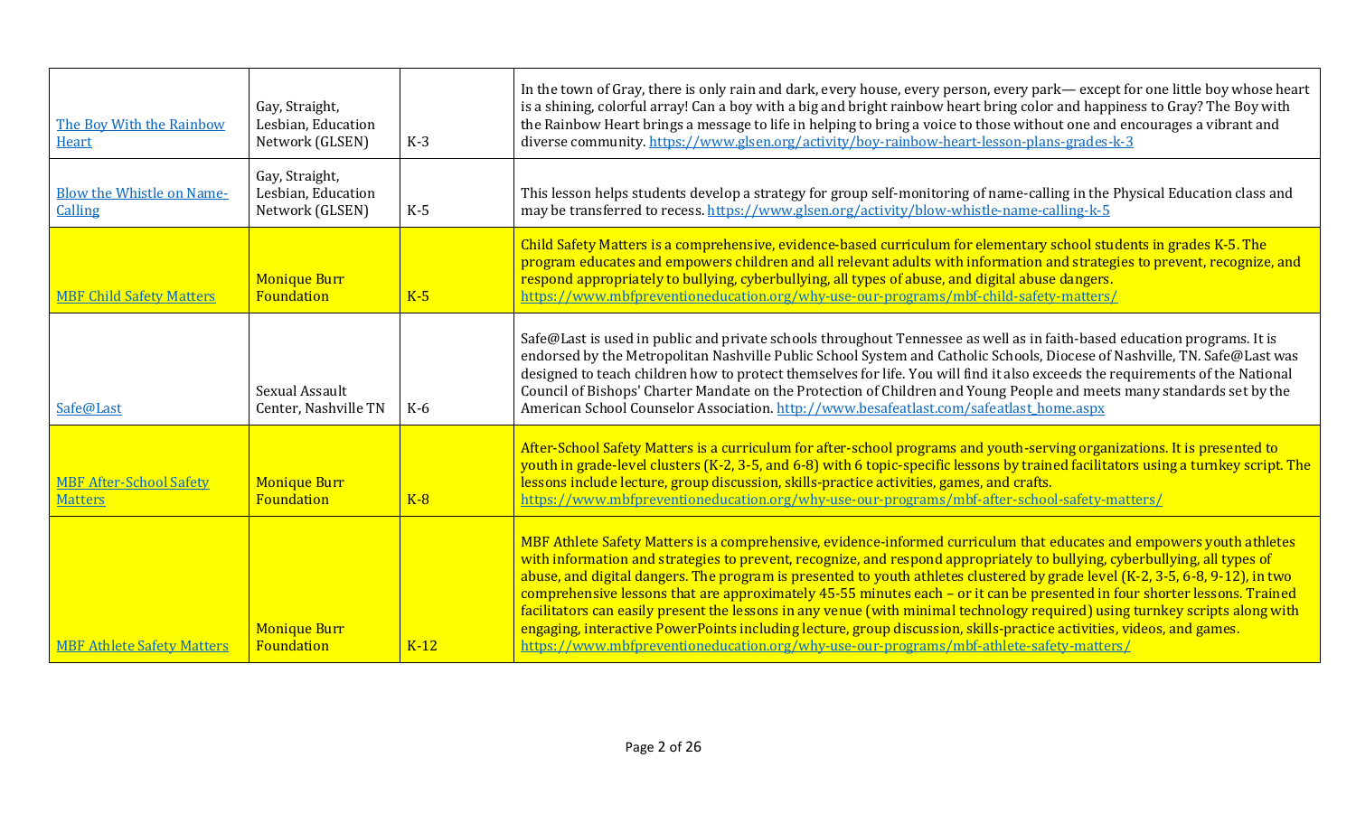| | | | |
|---|---|---|---|
| The Boy With the Rainbow Heart | Gay, Straight, Lesbian, Education Network (GLSEN) | K-3 | In the town of Gray, there is only rain and dark, every house, every person, every park— except for one little boy whose heart is a shining, colorful array! Can a boy with a big and bright rainbow heart bring color and happiness to Gray? The Boy with the Rainbow Heart brings a message to life in helping to bring a voice to those without one and encourages a vibrant and diverse community. https://www.glsen.org/activity/boy-rainbow-heart-lesson-plans-grades-k-3 |
| Blow the Whistle on Name-Calling | Gay, Straight, Lesbian, Education Network (GLSEN) | K-5 | This lesson helps students develop a strategy for group self-monitoring of name-calling in the Physical Education class and may be transferred to recess. https://www.glsen.org/activity/blow-whistle-name-calling-k-5 |
| MBF Child Safety Matters | Monique Burr Foundation | K-5 | Child Safety Matters is a comprehensive, evidence-based curriculum for elementary school students in grades K-5. The program educates and empowers children and all relevant adults with information and strategies to prevent, recognize, and respond appropriately to bullying, cyberbullying, all types of abuse, and digital abuse dangers. https://www.mbfpreventioneducation.org/why-use-our-programs/mbf-child-safety-matters/ |
| Safe@Last | Sexual Assault Center, Nashville TN | K-6 | Safe@Last is used in public and private schools throughout Tennessee as well as in faith-based education programs. It is endorsed by the Metropolitan Nashville Public School System and Catholic Schools, Diocese of Nashville, TN. Safe@Last was designed to teach children how to protect themselves for life. You will find it also exceeds the requirements of the National Council of Bishops' Charter Mandate on the Protection of Children and Young People and meets many standards set by the American School Counselor Association. http://www.besafeatlast.com/safeatlast_home.aspx |
| MBF After-School Safety Matters | Monique Burr Foundation | K-8 | After-School Safety Matters is a curriculum for after-school programs and youth-serving organizations. It is presented to youth in grade-level clusters (K-2, 3-5, and 6-8) with 6 topic-specific lessons by trained facilitators using a turnkey script. The lessons include lecture, group discussion, skills-practice activities, games, and crafts. https://www.mbfpreventioneducation.org/why-use-our-programs/mbf-after-school-safety-matters/ |
| MBF Athlete Safety Matters | Monique Burr Foundation | K-12 | MBF Athlete Safety Matters is a comprehensive, evidence-informed curriculum that educates and empowers youth athletes with information and strategies to prevent, recognize, and respond appropriately to bullying, cyberbullying, all types of abuse, and digital dangers. The program is presented to youth athletes clustered by grade level (K-2, 3-5, 6-8, 9-12), in two comprehensive lessons that are approximately 45-55 minutes each – or it can be presented in four shorter lessons. Trained facilitators can easily present the lessons in any venue (with minimal technology required) using turnkey scripts along with engaging, interactive PowerPoints including lecture, group discussion, skills-practice activities, videos, and games. https://www.mbfpreventioneducation.org/why-use-our-programs/mbf-athlete-safety-matters/ |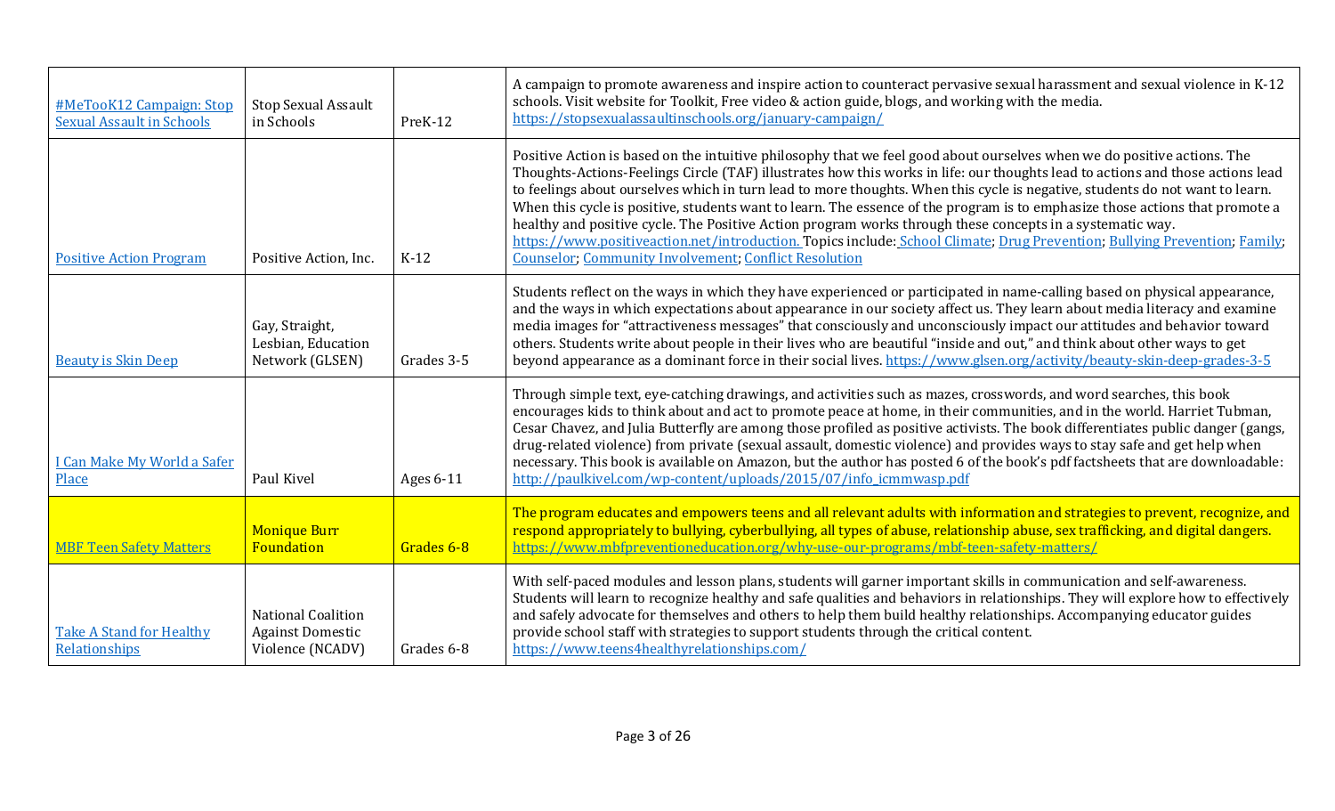| | | | |
|---|---|---|---|
| #MeTooK12 Campaign: Stop Sexual Assault in Schools | Stop Sexual Assault in Schools | PreK-12 | A campaign to promote awareness and inspire action to counteract pervasive sexual harassment and sexual violence in K-12 schools. Visit website for Toolkit, Free video & action guide, blogs, and working with the media. https://stopsexualassaultinschools.org/january-campaign/ |
| Positive Action Program | Positive Action, Inc. | K-12 | Positive Action is based on the intuitive philosophy that we feel good about ourselves when we do positive actions. The Thoughts-Actions-Feelings Circle (TAF) illustrates how this works in life: our thoughts lead to actions and those actions lead to feelings about ourselves which in turn lead to more thoughts. When this cycle is negative, students do not want to learn. When this cycle is positive, students want to learn. The essence of the program is to emphasize those actions that promote a healthy and positive cycle. The Positive Action program works through these concepts in a systematic way. https://www.positiveaction.net/introduction. Topics include: School Climate; Drug Prevention; Bullying Prevention; Family; Counselor; Community Involvement; Conflict Resolution |
| Beauty is Skin Deep | Gay, Straight, Lesbian, Education Network (GLSEN) | Grades 3-5 | Students reflect on the ways in which they have experienced or participated in name-calling based on physical appearance, and the ways in which expectations about appearance in our society affect us. They learn about media literacy and examine media images for "attractiveness messages" that consciously and unconsciously impact our attitudes and behavior toward others. Students write about people in their lives who are beautiful "inside and out," and think about other ways to get beyond appearance as a dominant force in their social lives. https://www.glsen.org/activity/beauty-skin-deep-grades-3-5 |
| I Can Make My World a Safer Place | Paul Kivel | Ages 6-11 | Through simple text, eye-catching drawings, and activities such as mazes, crosswords, and word searches, this book encourages kids to think about and act to promote peace at home, in their communities, and in the world. Harriet Tubman, Cesar Chavez, and Julia Butterfly are among those profiled as positive activists. The book differentiates public danger (gangs, drug-related violence) from private (sexual assault, domestic violence) and provides ways to stay safe and get help when necessary. This book is available on Amazon, but the author has posted 6 of the book's pdf factsheets that are downloadable: http://paulkivel.com/wp-content/uploads/2015/07/info_icmmwasp.pdf |
| MBF Teen Safety Matters | Monique Burr Foundation | Grades 6-8 | The program educates and empowers teens and all relevant adults with information and strategies to prevent, recognize, and respond appropriately to bullying, cyberbullying, all types of abuse, relationship abuse, sex trafficking, and digital dangers. https://www.mbfpreventioneducation.org/why-use-our-programs/mbf-teen-safety-matters/ |
| Take A Stand for Healthy Relationships | National Coalition Against Domestic Violence (NCADV) | Grades 6-8 | With self-paced modules and lesson plans, students will garner important skills in communication and self-awareness. Students will learn to recognize healthy and safe qualities and behaviors in relationships. They will explore how to effectively and safely advocate for themselves and others to help them build healthy relationships. Accompanying educator guides provide school staff with strategies to support students through the critical content. https://www.teens4healthyrelationships.com/ |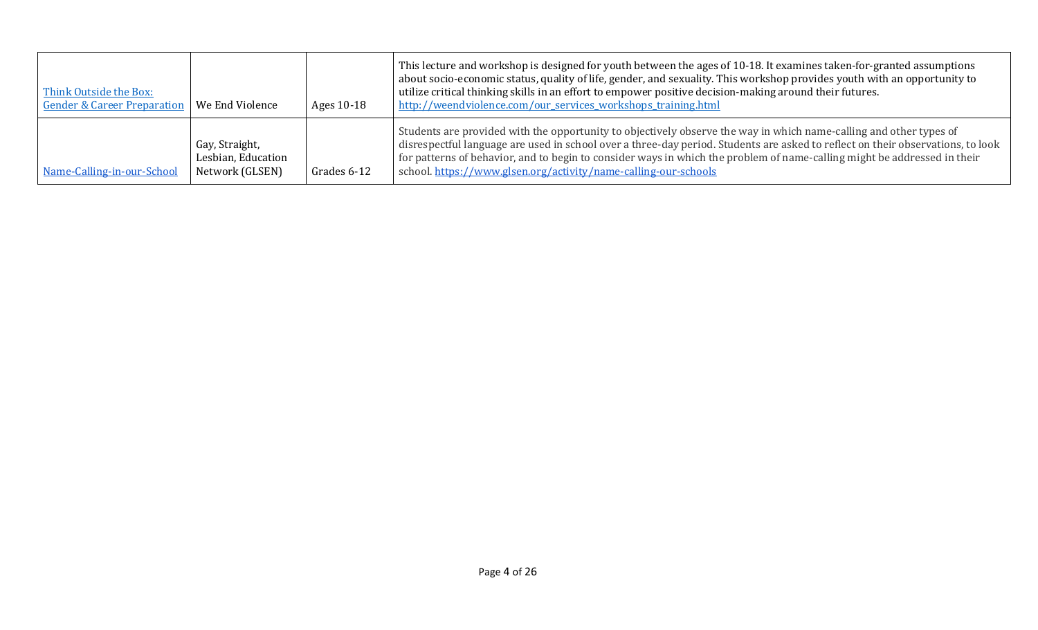| | | | |
|---|---|---|---|
| Think Outside the Box: Gender & Career Preparation | We End Violence | Ages 10-18 | This lecture and workshop is designed for youth between the ages of 10-18. It examines taken-for-granted assumptions about socio-economic status, quality of life, gender, and sexuality. This workshop provides youth with an opportunity to utilize critical thinking skills in an effort to empower positive decision-making around their futures. http://weendviolence.com/our_services_workshops_training.html |
| Name-Calling-in-our-School | Gay, Straight, Lesbian, Education Network (GLSEN) | Grades 6-12 | Students are provided with the opportunity to objectively observe the way in which name-calling and other types of disrespectful language are used in school over a three-day period. Students are asked to reflect on their observations, to look for patterns of behavior, and to begin to consider ways in which the problem of name-calling might be addressed in their school. https://www.glsen.org/activity/name-calling-our-schools |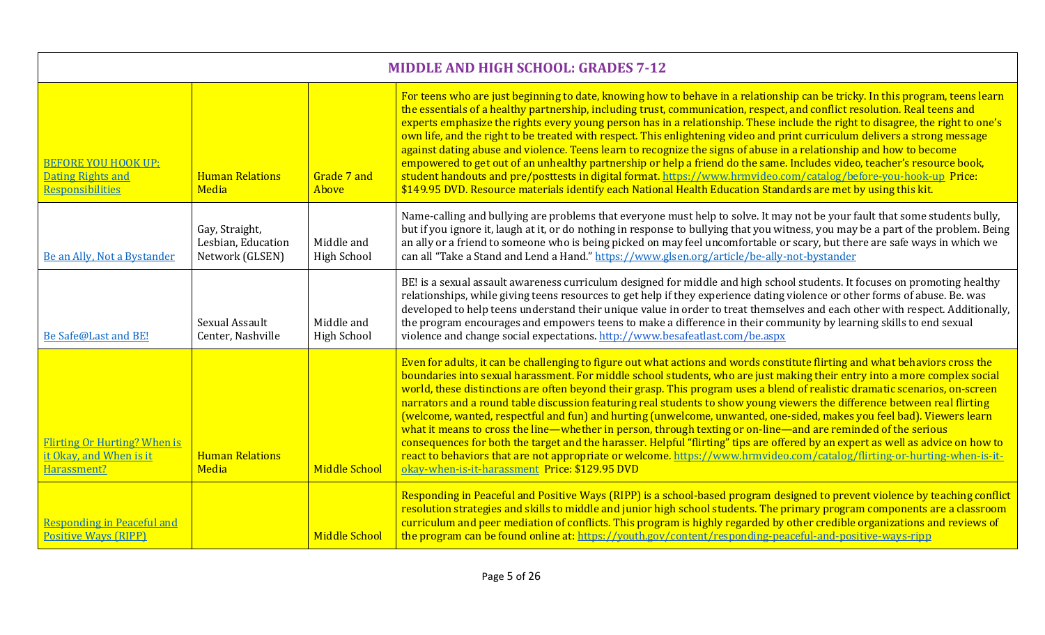| MIDDLE AND HIGH SCHOOL: GRADES 7-12 | | | |
|---|---|---|---|
| BEFORE YOU HOOK UP: Dating Rights and Responsibilities | Human Relations Media | Grade 7 and Above | For teens who are just beginning to date, knowing how to behave in a relationship can be tricky. In this program, teens learn the essentials of a healthy partnership, including trust, communication, respect, and conflict resolution. Real teens and experts emphasize the rights every young person has in a relationship. These include the right to disagree, the right to one's own life, and the right to be treated with respect. This enlightening video and print curriculum delivers a strong message against dating abuse and violence. Teens learn to recognize the signs of abuse in a relationship and how to become empowered to get out of an unhealthy partnership or help a friend do the same. Includes video, teacher's resource book, student handouts and pre/posttests in digital format. https://www.hrmvideo.com/catalog/before-you-hook-up Price: $149.95 DVD. Resource materials identify each National Health Education Standards are met by using this kit. |
| Be an Ally, Not a Bystander | Gay, Straight, Lesbian, Education Network (GLSEN) | Middle and High School | Name-calling and bullying are problems that everyone must help to solve. It may not be your fault that some students bully, but if you ignore it, laugh at it, or do nothing in response to bullying that you witness, you may be a part of the problem. Being an ally or a friend to someone who is being picked on may feel uncomfortable or scary, but there are safe ways in which we can all "Take a Stand and Lend a Hand." https://www.glsen.org/article/be-ally-not-bystander |
| Be Safe@Last and BE! | Sexual Assault Center, Nashville | Middle and High School | BE! is a sexual assault awareness curriculum designed for middle and high school students. It focuses on promoting healthy relationships, while giving teens resources to get help if they experience dating violence or other forms of abuse. Be. was developed to help teens understand their unique value in order to treat themselves and each other with respect. Additionally, the program encourages and empowers teens to make a difference in their community by learning skills to end sexual violence and change social expectations. http://www.besafeatlast.com/be.aspx |
| Flirting Or Hurting? When is it Okay, and When is it Harassment? | Human Relations Media | Middle School | Even for adults, it can be challenging to figure out what actions and words constitute flirting and what behaviors cross the boundaries into sexual harassment. For middle school students, who are just making their entry into a more complex social world, these distinctions are often beyond their grasp. This program uses a blend of realistic dramatic scenarios, on-screen narrators and a round table discussion featuring real students to show young viewers the difference between real flirting (welcome, wanted, respectful and fun) and hurting (unwelcome, unwanted, one-sided, makes you feel bad). Viewers learn what it means to cross the line—whether in person, through texting or on-line—and are reminded of the serious consequences for both the target and the harasser. Helpful "flirting" tips are offered by an expert as well as advice on how to react to behaviors that are not appropriate or welcome. https://www.hrmvideo.com/catalog/flirting-or-hurting-when-is-it-okay-when-is-it-harassment Price: $129.95 DVD |
| Responding in Peaceful and Positive Ways (RIPP) | | Middle School | Responding in Peaceful and Positive Ways (RIPP) is a school-based program designed to prevent violence by teaching conflict resolution strategies and skills to middle and junior high school students. The primary program components are a classroom curriculum and peer mediation of conflicts. This program is highly regarded by other credible organizations and reviews of the program can be found online at: https://youth.gov/content/responding-peaceful-and-positive-ways-ripp |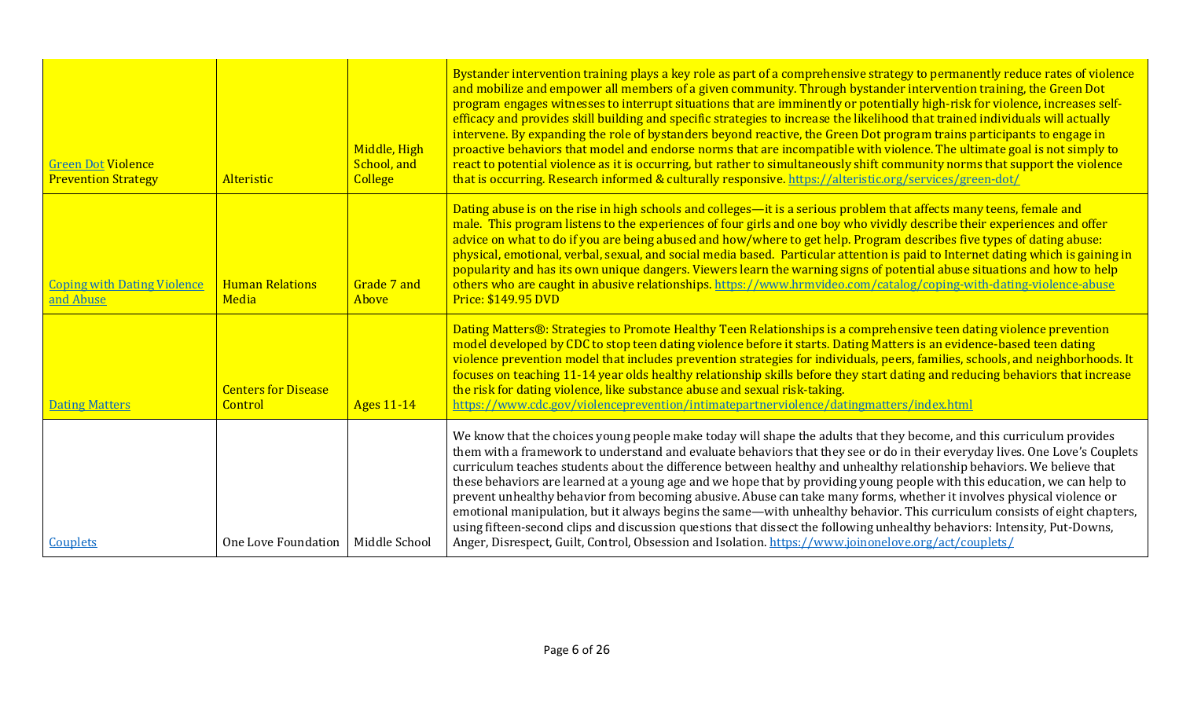| | | | |
|---|---|---|---|
| Green Dot Violence Prevention Strategy | Alteristic | Middle, High School, and College | Bystander intervention training plays a key role as part of a comprehensive strategy to permanently reduce rates of violence and mobilize and empower all members of a given community. Through bystander intervention training, the Green Dot program engages witnesses to interrupt situations that are imminently or potentially high-risk for violence, increases self-efficacy and provides skill building and specific strategies to increase the likelihood that trained individuals will actually intervene. By expanding the role of bystanders beyond reactive, the Green Dot program trains participants to engage in proactive behaviors that model and endorse norms that are incompatible with violence. The ultimate goal is not simply to react to potential violence as it is occurring, but rather to simultaneously shift community norms that support the violence that is occurring. Research informed & culturally responsive. https://alteristic.org/services/green-dot/ |
| Coping with Dating Violence and Abuse | Human Relations Media | Grade 7 and Above | Dating abuse is on the rise in high schools and colleges—it is a serious problem that affects many teens, female and male. This program listens to the experiences of four girls and one boy who vividly describe their experiences and offer advice on what to do if you are being abused and how/where to get help. Program describes five types of dating abuse: physical, emotional, verbal, sexual, and social media based. Particular attention is paid to Internet dating which is gaining in popularity and has its own unique dangers. Viewers learn the warning signs of potential abuse situations and how to help others who are caught in abusive relationships. https://www.hrmvideo.com/catalog/coping-with-dating-violence-abuse Price: $149.95 DVD |
| Dating Matters | Centers for Disease Control | Ages 11-14 | Dating Matters®: Strategies to Promote Healthy Teen Relationships is a comprehensive teen dating violence prevention model developed by CDC to stop teen dating violence before it starts. Dating Matters is an evidence-based teen dating violence prevention model that includes prevention strategies for individuals, peers, families, schools, and neighborhoods. It focuses on teaching 11-14 year olds healthy relationship skills before they start dating and reducing behaviors that increase the risk for dating violence, like substance abuse and sexual risk-taking. https://www.cdc.gov/violenceprevention/intimatepartnerviolence/datingmatters/index.html |
| Couplets | One Love Foundation | Middle School | We know that the choices young people make today will shape the adults that they become, and this curriculum provides them with a framework to understand and evaluate behaviors that they see or do in their everyday lives. One Love's Couplets curriculum teaches students about the difference between healthy and unhealthy relationship behaviors. We believe that these behaviors are learned at a young age and we hope that by providing young people with this education, we can help to prevent unhealthy behavior from becoming abusive. Abuse can take many forms, whether it involves physical violence or emotional manipulation, but it always begins the same—with unhealthy behavior. This curriculum consists of eight chapters, using fifteen-second clips and discussion questions that dissect the following unhealthy behaviors: Intensity, Put-Downs, Anger, Disrespect, Guilt, Control, Obsession and Isolation. https://www.joinonelove.org/act/couplets/ |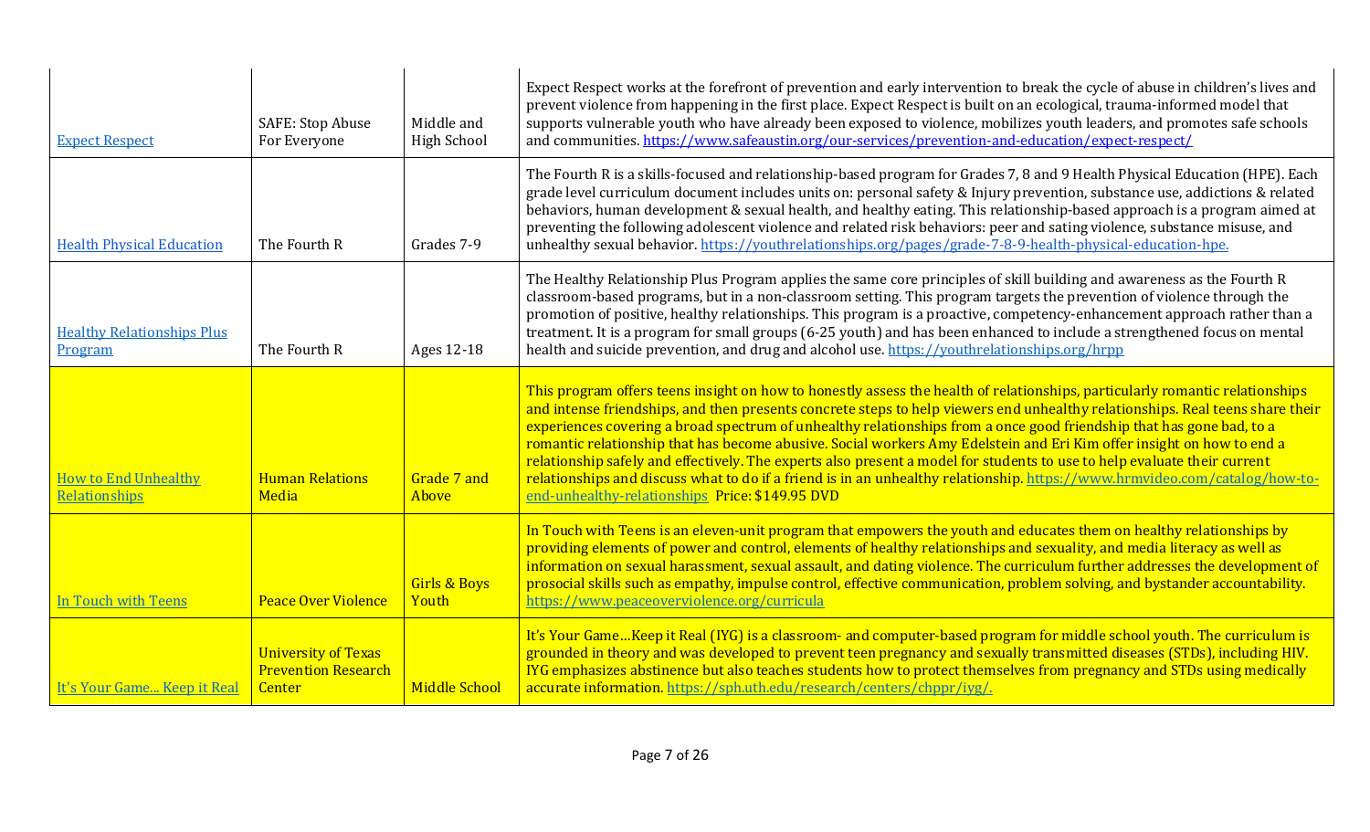| | | | |
|---|---|---|---|
| Expect Respect | SAFE: Stop Abuse For Everyone | Middle and High School | Expect Respect works at the forefront of prevention and early intervention to break the cycle of abuse in children's lives and prevent violence from happening in the first place. Expect Respect is built on an ecological, trauma-informed model that supports vulnerable youth who have already been exposed to violence, mobilizes youth leaders, and promotes safe schools and communities. https://www.safeaustin.org/our-services/prevention-and-education/expect-respect/ |
| Health Physical Education | The Fourth R | Grades 7-9 | The Fourth R is a skills-focused and relationship-based program for Grades 7, 8 and 9 Health Physical Education (HPE). Each grade level curriculum document includes units on: personal safety & Injury prevention, substance use, addictions & related behaviors, human development & sexual health, and healthy eating. This relationship-based approach is a program aimed at preventing the following adolescent violence and related risk behaviors: peer and sating violence, substance misuse, and unhealthy sexual behavior. https://youthrelationships.org/pages/grade-7-8-9-health-physical-education-hpe. |
| Healthy Relationships Plus Program | The Fourth R | Ages 12-18 | The Healthy Relationship Plus Program applies the same core principles of skill building and awareness as the Fourth R classroom-based programs, but in a non-classroom setting. This program targets the prevention of violence through the promotion of positive, healthy relationships. This program is a proactive, competency-enhancement approach rather than a treatment. It is a program for small groups (6-25 youth) and has been enhanced to include a strengthened focus on mental health and suicide prevention, and drug and alcohol use. https://youthrelationships.org/hrpp |
| How to End Unhealthy Relationships | Human Relations Media | Grade 7 and Above | This program offers teens insight on how to honestly assess the health of relationships, particularly romantic relationships and intense friendships, and then presents concrete steps to help viewers end unhealthy relationships. Real teens share their experiences covering a broad spectrum of unhealthy relationships from a once good friendship that has gone bad, to a romantic relationship that has become abusive. Social workers Amy Edelstein and Eri Kim offer insight on how to end a relationship safely and effectively. The experts also present a model for students to use to help evaluate their current relationships and discuss what to do if a friend is in an unhealthy relationship. https://www.hrmvideo.com/catalog/how-to-end-unhealthy-relationships Price: $149.95 DVD |
| In Touch with Teens | Peace Over Violence | Girls & Boys Youth | In Touch with Teens is an eleven-unit program that empowers the youth and educates them on healthy relationships by providing elements of power and control, elements of healthy relationships and sexuality, and media literacy as well as information on sexual harassment, sexual assault, and dating violence. The curriculum further addresses the development of prosocial skills such as empathy, impulse control, effective communication, problem solving, and bystander accountability. https://www.peaceoverviolence.org/curricula |
| It's Your Game... Keep it Real | University of Texas Prevention Research Center | Middle School | It's Your Game…Keep it Real (IYG) is a classroom- and computer-based program for middle school youth. The curriculum is grounded in theory and was developed to prevent teen pregnancy and sexually transmitted diseases (STDs), including HIV. IYG emphasizes abstinence but also teaches students how to protect themselves from pregnancy and STDs using medically accurate information. https://sph.uth.edu/research/centers/chppr/iyg/. |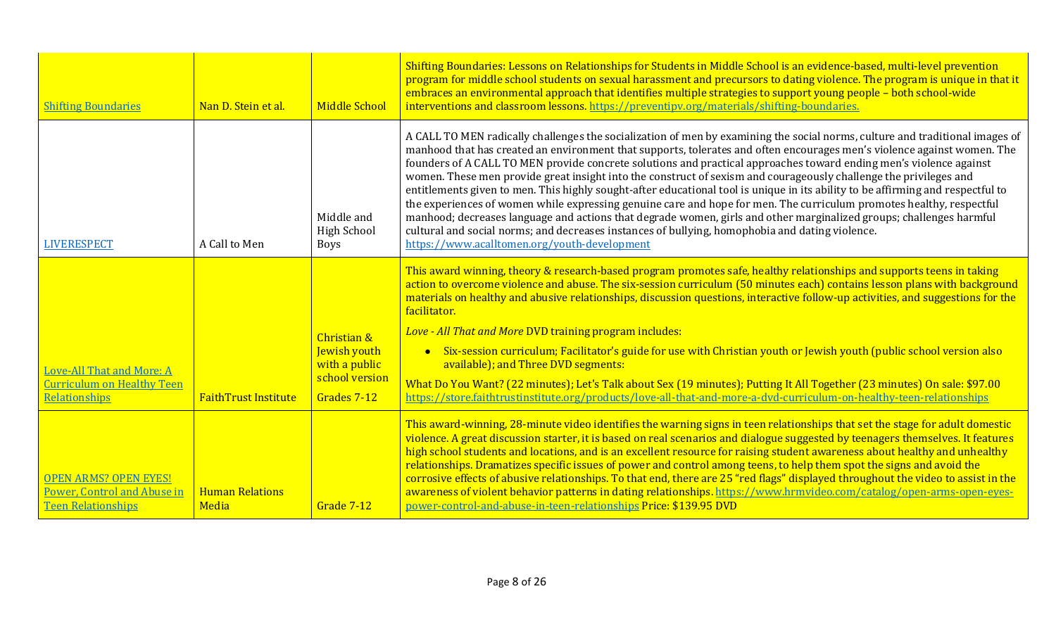| | | | |
|---|---|---|---|
| [Shifting Boundaries](https://preventipv.org/materials/shifting-boundaries) | Nan D. Stein et al. | Middle School | Shifting Boundaries: Lessons on Relationships for Students in Middle School is an evidence-based, multi-level prevention program for middle school students on sexual harassment and precursors to dating violence. The program is unique in that it embraces an environmental approach that identifies multiple strategies to support young people – both school-wide interventions and classroom lessons. https://preventipv.org/materials/shifting-boundaries. |
| [LIVERESPECT](https://www.acalltomen.org/youth-development) | A Call to Men | Middle and High School Boys | A CALL TO MEN radically challenges the socialization of men by examining the social norms, culture and traditional images of manhood that has created an environment that supports, tolerates and often encourages men's violence against women. The founders of A CALL TO MEN provide concrete solutions and practical approaches toward ending men's violence against women. These men provide great insight into the construct of sexism and courageously challenge the privileges and entitlements given to men. This highly sought-after educational tool is unique in its ability to be affirming and respectful to the experiences of women while expressing genuine care and hope for men. The curriculum promotes healthy, respectful manhood; decreases language and actions that degrade women, girls and other marginalized groups; challenges harmful cultural and social norms; and decreases instances of bullying, homophobia and dating violence. https://www.acalltomen.org/youth-development |
| [Love-All That and More: A Curriculum on Healthy Teen Relationships](https://store.faithtrustinstitute.org/products/love-all-that-and-more-a-dvd-curriculum-on-healthy-teen-relationships) | FaithTrust Institute | Christian & Jewish youth with a public school version<br><br>Grades 7-12 | This award winning, theory & research-based program promotes safe, healthy relationships and supports teens in taking action to overcome violence and abuse. The six-session curriculum (50 minutes each) contains lesson plans with background materials on healthy and abusive relationships, discussion questions, interactive follow-up activities, and suggestions for the facilitator.<br><br>*Love - All That and More* DVD training program includes:<br><br>• Six-session curriculum; Facilitator's guide for use with Christian youth or Jewish youth (public school version also available); and Three DVD segments:<br><br>What Do You Want? (22 minutes); Let's Talk about Sex (19 minutes); Putting It All Together (23 minutes) On sale: $97.00 https://store.faithtrustinstitute.org/products/love-all-that-and-more-a-dvd-curriculum-on-healthy-teen-relationships |
| [OPEN ARMS? OPEN EYES! Power, Control and Abuse in Teen Relationships](https://www.hrmvideo.com/catalog/open-arms-open-eyes-power-control-and-abuse-in-teen-relationships) | Human Relations Media | Grade 7-12 | This award-winning, 28-minute video identifies the warning signs in teen relationships that set the stage for adult domestic violence. A great discussion starter, it is based on real scenarios and dialogue suggested by teenagers themselves. It features high school students and locations, and is an excellent resource for raising student awareness about healthy and unhealthy relationships. Dramatizes specific issues of power and control among teens, to help them spot the signs and avoid the corrosive effects of abusive relationships. To that end, there are 25 "red flags" displayed throughout the video to assist in the awareness of violent behavior patterns in dating relationships. https://www.hrmvideo.com/catalog/open-arms-open-eyes-power-control-and-abuse-in-teen-relationships Price: $139.95 DVD |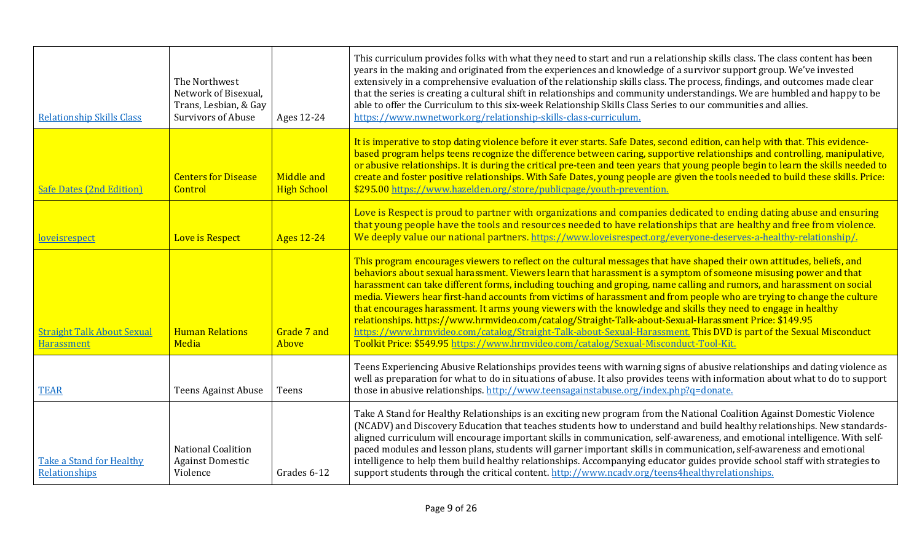| | | | |
|---|---|---|---|
| Relationship Skills Class | The Northwest Network of Bisexual, Trans, Lesbian, & Gay Survivors of Abuse | Ages 12-24 | This curriculum provides folks with what they need to start and run a relationship skills class. The class content has been years in the making and originated from the experiences and knowledge of a survivor support group. We've invested extensively in a comprehensive evaluation of the relationship skills class. The process, findings, and outcomes made clear that the series is creating a cultural shift in relationships and community understandings. We are humbled and happy to be able to offer the Curriculum to this six-week Relationship Skills Class Series to our communities and allies. https://www.nwnetwork.org/relationship-skills-class-curriculum. |
| Safe Dates (2nd Edition) | Centers for Disease Control | Middle and High School | It is imperative to stop dating violence before it ever starts. Safe Dates, second edition, can help with that. This evidence-based program helps teens recognize the difference between caring, supportive relationships and controlling, manipulative, or abusive relationships. It is during the critical pre-teen and teen years that young people begin to learn the skills needed to create and foster positive relationships. With Safe Dates, young people are given the tools needed to build these skills. Price: $295.00 https://www.hazelden.org/store/publicpage/youth-prevention. |
| loveisrespect | Love is Respect | Ages 12-24 | Love is Respect is proud to partner with organizations and companies dedicated to ending dating abuse and ensuring that young people have the tools and resources needed to have relationships that are healthy and free from violence. We deeply value our national partners. https://www.loveisrespect.org/everyone-deserves-a-healthy-relationship/. |
| Straight Talk About Sexual Harassment | Human Relations Media | Grade 7 and Above | This program encourages viewers to reflect on the cultural messages that have shaped their own attitudes, beliefs, and behaviors about sexual harassment. Viewers learn that harassment is a symptom of someone misusing power and that harassment can take different forms, including touching and groping, name calling and rumors, and harassment on social media. Viewers hear first-hand accounts from victims of harassment and from people who are trying to change the culture that encourages harassment. It arms young viewers with the knowledge and skills they need to engage in healthy relationships. https://www.hrmvideo.com/catalog/Straight-Talk-about-Sexual-Harassment Price: $149.95 https://www.hrmvideo.com/catalog/Straight-Talk-about-Sexual-Harassment. This DVD is part of the Sexual Misconduct Toolkit Price: $549.95 https://www.hrmvideo.com/catalog/Sexual-Misconduct-Tool-Kit. |
| TEAR | Teens Against Abuse | Teens | Teens Experiencing Abusive Relationships provides teens with warning signs of abusive relationships and dating violence as well as preparation for what to do in situations of abuse. It also provides teens with information about what to do to support those in abusive relationships. http://www.teensagainstabuse.org/index.php?q=donate. |
| Take a Stand for Healthy Relationships | National Coalition Against Domestic Violence | Grades 6-12 | Take A Stand for Healthy Relationships is an exciting new program from the National Coalition Against Domestic Violence (NCADV) and Discovery Education that teaches students how to understand and build healthy relationships. New standards-aligned curriculum will encourage important skills in communication, self-awareness, and emotional intelligence. With self-paced modules and lesson plans, students will garner important skills in communication, self-awareness and emotional intelligence to help them build healthy relationships. Accompanying educator guides provide school staff with strategies to support students through the critical content. http://www.ncadv.org/teens4healthyrelationships. |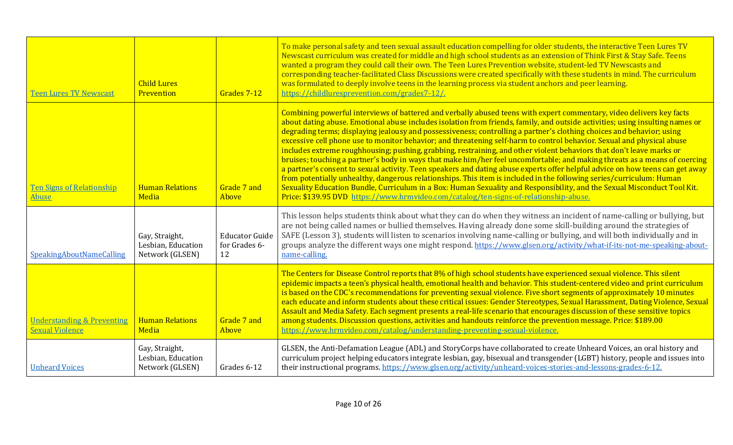| | | | |
|---|---|---|---|
| Teen Lures TV Newscast | Child Lures Prevention | Grades 7-12 | To make personal safety and teen sexual assault education compelling for older students, the interactive Teen Lures TV Newscast curriculum was created for middle and high school students as an extension of Think First & Stay Safe. Teens wanted a program they could call their own. The Teen Lures Prevention website, student-led TV Newscasts and corresponding teacher-facilitated Class Discussions were created specifically with these students in mind. The curriculum was formulated to deeply involve teens in the learning process via student anchors and peer learning. https://childluresprevention.com/grades7-12/. |
| Ten Signs of Relationship Abuse | Human Relations Media | Grade 7 and Above | Combining powerful interviews of battered and verbally abused teens with expert commentary, video delivers key facts about dating abuse. Emotional abuse includes isolation from friends, family, and outside activities; using insulting names or degrading terms; displaying jealousy and possessiveness; controlling a partner's clothing choices and behavior; using excessive cell phone use to monitor behavior; and threatening self-harm to control behavior. Sexual and physical abuse includes extreme roughhousing; pushing, grabbing, restraining, and other violent behaviors that don't leave marks or bruises; touching a partner's body in ways that make him/her feel uncomfortable; and making threats as a means of coercing a partner's consent to sexual activity. Teen speakers and dating abuse experts offer helpful advice on how teens can get away from potentially unhealthy, dangerous relationships. This item is included in the following series/curriculum: Human Sexuality Education Bundle, Curriculum in a Box: Human Sexuality and Responsibility, and the Sexual Misconduct Tool Kit. Price: $139.95 DVD https://www.hrmvideo.com/catalog/ten-signs-of-relationship-abuse. |
| SpeakingAboutNameCalling | Gay, Straight, Lesbian, Education Network (GLSEN) | Educator Guide for Grades 6-12 | This lesson helps students think about what they can do when they witness an incident of name-calling or bullying, but are not being called names or bullied themselves. Having already done some skill-building around the strategies of SAFE (Lesson 3), students will listen to scenarios involving name-calling or bullying, and will both individually and in groups analyze the different ways one might respond. https://www.glsen.org/activity/what-if-its-not-me-speaking-about-name-calling. |
| Understanding & Preventing Sexual Violence | Human Relations Media | Grade 7 and Above | The Centers for Disease Control reports that 8% of high school students have experienced sexual violence. This silent epidemic impacts a teen's physical health, emotional health and behavior. This student-centered video and print curriculum is based on the CDC's recommendations for preventing sexual violence. Five short segments of approximately 10 minutes each educate and inform students about these critical issues: Gender Stereotypes, Sexual Harassment, Dating Violence, Sexual Assault and Media Safety. Each segment presents a real-life scenario that encourages discussion of these sensitive topics among students. Discussion questions, activities and handouts reinforce the prevention message. Price: $189.00 https://www.hrmvideo.com/catalog/understanding-preventing-sexual-violence. |
| Unheard Voices | Gay, Straight, Lesbian, Education Network (GLSEN) | Grades 6-12 | GLSEN, the Anti-Defamation League (ADL) and StoryCorps have collaborated to create Unheard Voices, an oral history and curriculum project helping educators integrate lesbian, gay, bisexual and transgender (LGBT) history, people and issues into their instructional programs. https://www.glsen.org/activity/unheard-voices-stories-and-lessons-grades-6-12. |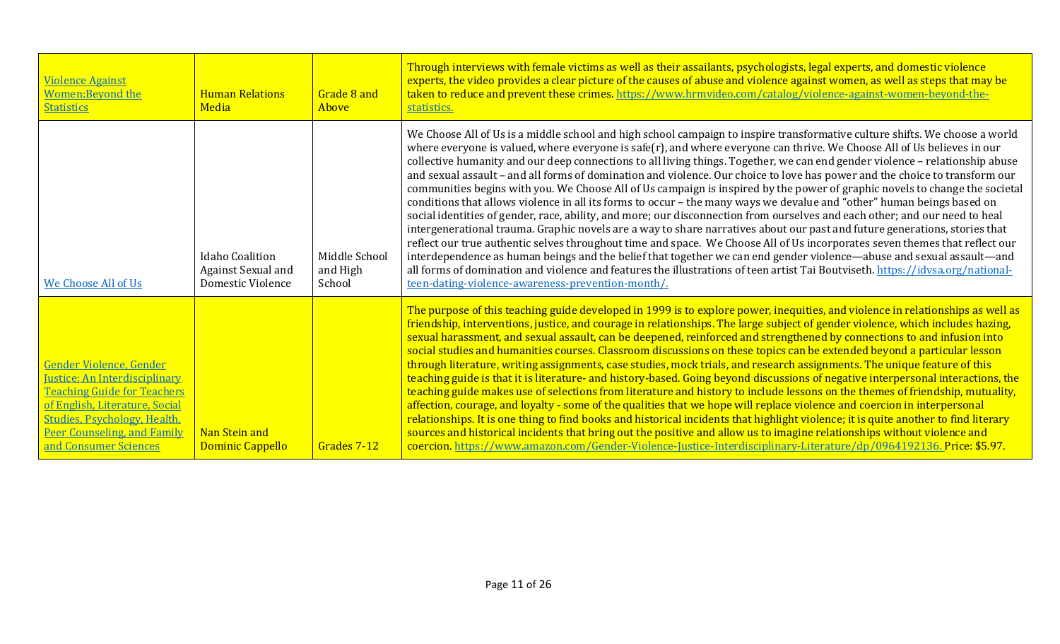| | | | |
|---|---|---|---|
| Violence Against Women:Beyond the Statistics | Human Relations Media | Grade 8 and Above | Through interviews with female victims as well as their assailants, psychologists, legal experts, and domestic violence experts, the video provides a clear picture of the causes of abuse and violence against women, as well as steps that may be taken to reduce and prevent these crimes. https://www.hrmvideo.com/catalog/violence-against-women-beyond-the-statistics. |
| We Choose All of Us | Idaho Coalition Against Sexual and Domestic Violence | Middle School and High School | We Choose All of Us is a middle school and high school campaign to inspire transformative culture shifts. We choose a world where everyone is valued, where everyone is safe(r), and where everyone can thrive. We Choose All of Us believes in our collective humanity and our deep connections to all living things. Together, we can end gender violence – relationship abuse and sexual assault – and all forms of domination and violence. Our choice to love has power and the choice to transform our communities begins with you. We Choose All of Us campaign is inspired by the power of graphic novels to change the societal conditions that allows violence in all its forms to occur – the many ways we devalue and "other" human beings based on social identities of gender, race, ability, and more; our disconnection from ourselves and each other; and our need to heal intergenerational trauma. Graphic novels are a way to share narratives about our past and future generations, stories that reflect our true authentic selves throughout time and space. We Choose All of Us incorporates seven themes that reflect our interdependence as human beings and the belief that together we can end gender violence—abuse and sexual assault—and all forms of domination and violence and features the illustrations of teen artist Tai Boutviseth. https://idvsa.org/national-teen-dating-violence-awareness-prevention-month/. |
| Gender Violence, Gender Justice: An Interdisciplinary Teaching Guide for Teachers of English, Literature, Social Studies, Psychology, Health, Peer Counseling, and Family and Consumer Sciences | Nan Stein and Dominic Cappello | Grades 7-12 | The purpose of this teaching guide developed in 1999 is to explore power, inequities, and violence in relationships as well as friendship, interventions, justice, and courage in relationships. The large subject of gender violence, which includes hazing, sexual harassment, and sexual assault, can be deepened, reinforced and strengthened by connections to and infusion into social studies and humanities courses. Classroom discussions on these topics can be extended beyond a particular lesson through literature, writing assignments, case studies, mock trials, and research assignments. The unique feature of this teaching guide is that it is literature- and history-based. Going beyond discussions of negative interpersonal interactions, the teaching guide makes use of selections from literature and history to include lessons on the themes of friendship, mutuality, affection, courage, and loyalty - some of the qualities that we hope will replace violence and coercion in interpersonal relationships. It is one thing to find books and historical incidents that highlight violence; it is quite another to find literary sources and historical incidents that bring out the positive and allow us to imagine relationships without violence and coercion. https://www.amazon.com/Gender-Violence-Justice-Interdisciplinary-Literature/dp/0964192136. Price: $5.97. |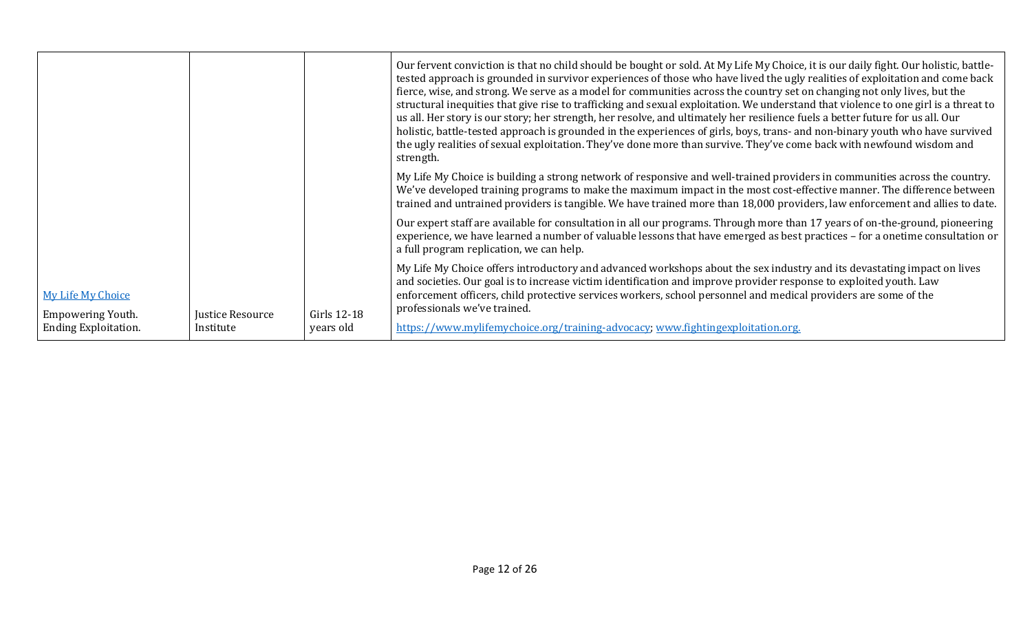| | | | |
|---|---|---|---|
| [My Life My Choice](https://www.mylifemychoice.org)<br><br>Empowering Youth. Ending Exploitation. | Justice Resource Institute | Girls 12-18 years old | Our fervent conviction is that no child should be bought or sold. At My Life My Choice, it is our daily fight. Our holistic, battle-tested approach is grounded in survivor experiences of those who have lived the ugly realities of exploitation and come back fierce, wise, and strong. We serve as a model for communities across the country set on changing not only lives, but the structural inequities that give rise to trafficking and sexual exploitation. We understand that violence to one girl is a threat to us all. Her story is our story; her strength, her resolve, and ultimately her resilience fuels a better future for us all. Our holistic, battle-tested approach is grounded in the experiences of girls, boys, trans- and non-binary youth who have survived the ugly realities of sexual exploitation. They've done more than survive. They've come back with newfound wisdom and strength.<br><br>My Life My Choice is building a strong network of responsive and well-trained providers in communities across the country. We've developed training programs to make the maximum impact in the most cost-effective manner. The difference between trained and untrained providers is tangible. We have trained more than 18,000 providers, law enforcement and allies to date.<br><br>Our expert staff are available for consultation in all our programs. Through more than 17 years of on-the-ground, pioneering experience, we have learned a number of valuable lessons that have emerged as best practices – for a onetime consultation or a full program replication, we can help.<br><br>My Life My Choice offers introductory and advanced workshops about the sex industry and its devastating impact on lives and societies. Our goal is to increase victim identification and improve provider response to exploited youth. Law enforcement officers, child protective services workers, school personnel and medical providers are some of the professionals we've trained.<br><br>[https://www.mylifemychoice.org/training-advocacy](https://www.mylifemychoice.org/training-advocacy); [www.fightingexploitation.org.](http://www.fightingexploitation.org) |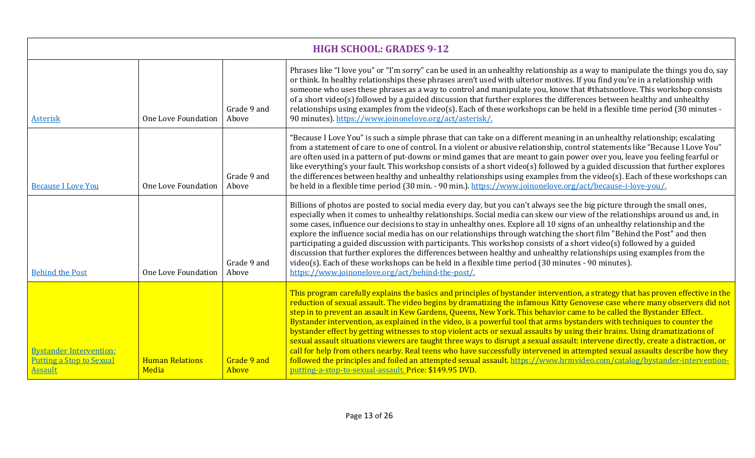| HIGH SCHOOL: GRADES 9-12 | | | |
|---|---|---|---|
| [Asterisk](https://www.joinonelove.org/act/asterisk/) | One Love Foundation | Grade 9 and Above | Phrases like "I love you" or "I'm sorry" can be used in an unhealthy relationship as a way to manipulate the things you do, say or think. In healthy relationships these phrases aren't used with ulterior motives. If you find you're in a relationship with someone who uses these phrases as a way to control and manipulate you, know that #thatsnotlove. This workshop consists of a short video(s) followed by a guided discussion that further explores the differences between healthy and unhealthy relationships using examples from the video(s). Each of these workshops can be held in a flexible time period (30 minutes - 90 minutes). https://www.joinonelove.org/act/asterisk/. |
| [Because I Love You](https://www.joinonelove.org/act/because-i-love-you/) | One Love Foundation | Grade 9 and Above | "Because I Love You" is such a simple phrase that can take on a different meaning in an unhealthy relationship; escalating from a statement of care to one of control. In a violent or abusive relationship, control statements like "Because I Love You" are often used in a pattern of put-downs or mind games that are meant to gain power over you, leave you feeling fearful or like everything's your fault. This workshop consists of a short video(s) followed by a guided discussion that further explores the differences between healthy and unhealthy relationships using examples from the video(s). Each of these workshops can be held in a flexible time period (30 min. - 90 min.). https://www.joinonelove.org/act/because-i-love-you/. |
| [Behind the Post](https://www.joinonelove.org/act/behind-the-post/) | One Love Foundation | Grade 9 and Above | Billions of photos are posted to social media every day, but you can't always see the big picture through the small ones, especially when it comes to unhealthy relationships. Social media can skew our view of the relationships around us and, in some cases, influence our decisions to stay in unhealthy ones. Explore all 10 signs of an unhealthy relationship and the explore the influence social media has on our relationships through watching the short film "Behind the Post" and then participating a guided discussion with participants. This workshop consists of a short video(s) followed by a guided discussion that further explores the differences between healthy and unhealthy relationships using examples from the video(s). Each of these workshops can be held in a flexible time period (30 minutes - 90 minutes). https://www.joinonelove.org/act/behind-the-post/. |
| [Bystander Intervention: Putting a Stop to Sexual Assault](https://www.hrmvideo.com/catalog/bystander-intervention-putting-a-stop-to-sexual-assault) | Human Relations Media | Grade 9 and Above | This program carefully explains the basics and principles of bystander intervention, a strategy that has proven effective in the reduction of sexual assault. The video begins by dramatizing the infamous Kitty Genovese case where many observers did not step in to prevent an assault in Kew Gardens, Queens, New York. This behavior came to be called the Bystander Effect. Bystander intervention, as explained in the video, is a powerful tool that arms bystanders with techniques to counter the bystander effect by getting witnesses to stop violent acts or sexual assaults by using their brains. Using dramatizations of sexual assault situations viewers are taught three ways to disrupt a sexual assault: intervene directly, create a distraction, or call for help from others nearby. Real teens who have successfully intervened in attempted sexual assaults describe how they followed the principles and foiled an attempted sexual assault. https://www.hrmvideo.com/catalog/bystander-intervention-putting-a-stop-to-sexual-assault. Price: $149.95 DVD. |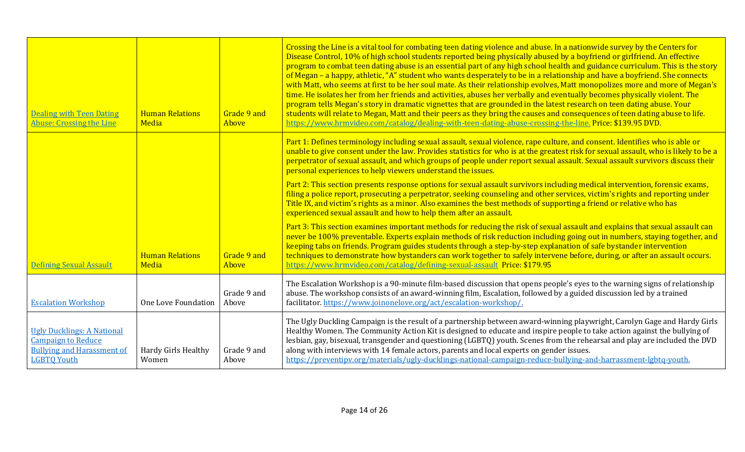| | | | |
|---|---|---|---|
| Dealing with Teen Dating Abuse: Crossing the Line | Human Relations Media | Grade 9 and Above | Crossing the Line is a vital tool for combating teen dating violence and abuse. In a nationwide survey by the Centers for Disease Control, 10% of high school students reported being physically abused by a boyfriend or girlfriend. An effective program to combat teen dating abuse is an essential part of any high school health and guidance curriculum. This is the story of Megan – a happy, athletic, "A" student who wants desperately to be in a relationship and have a boyfriend. She connects with Matt, who seems at first to be her soul mate. As their relationship evolves, Matt monopolizes more and more of Megan's time. He isolates her from her friends and activities, abuses her verbally and eventually becomes physically violent. The program tells Megan's story in dramatic vignettes that are grounded in the latest research on teen dating abuse. Your students will relate to Megan, Matt and their peers as they bring the causes and consequences of teen dating abuse to life. https://www.hrmvideo.com/catalog/dealing-with-teen-dating-abuse-crossing-the-line. Price: $139.95 DVD. |
| Defining Sexual Assault | Human Relations Media | Grade 9 and Above | Part 1: Defines terminology including sexual assault, sexual violence, rape culture, and consent. Identifies who is able or unable to give consent under the law. Provides statistics for who is at the greatest risk for sexual assault, who is likely to be a perpetrator of sexual assault, and which groups of people under report sexual assault. Sexual assault survivors discuss their personal experiences to help viewers understand the issues.<br><br>Part 2: This section presents response options for sexual assault survivors including medical intervention, forensic exams, filing a police report, prosecuting a perpetrator, seeking counseling and other services, victim's rights and reporting under Title IX, and victim's rights as a minor. Also examines the best methods of supporting a friend or relative who has experienced sexual assault and how to help them after an assault.<br><br>Part 3: This section examines important methods for reducing the risk of sexual assault and explains that sexual assault can never be 100% preventable. Experts explain methods of risk reduction including going out in numbers, staying together, and keeping tabs on friends. Program guides students through a step-by-step explanation of safe bystander intervention techniques to demonstrate how bystanders can work together to safely intervene before, during, or after an assault occurs. https://www.hrmvideo.com/catalog/defining-sexual-assault Price: $179.95 |
| Escalation Workshop | One Love Foundation | Grade 9 and Above | The Escalation Workshop is a 90-minute film-based discussion that opens people's eyes to the warning signs of relationship abuse. The workshop consists of an award-winning film, Escalation, followed by a guided discussion led by a trained facilitator. https://www.joinonelove.org/act/escalation-workshop/. |
| Ugly Ducklings: A National Campaign to Reduce Bullying and Harassment of LGBTQ Youth | Hardy Girls Healthy Women | Grade 9 and Above | The Ugly Duckling Campaign is the result of a partnership between award-winning playwright, Carolyn Gage and Hardy Girls Healthy Women. The Community Action Kit is designed to educate and inspire people to take action against the bullying of lesbian, gay, bisexual, transgender and questioning (LGBTQ) youth. Scenes from the rehearsal and play are included the DVD along with interviews with 14 female actors, parents and local experts on gender issues. https://preventipv.org/materials/ugly-ducklings-national-campaign-reduce-bullying-and-harrassment-lgbtq-youth. |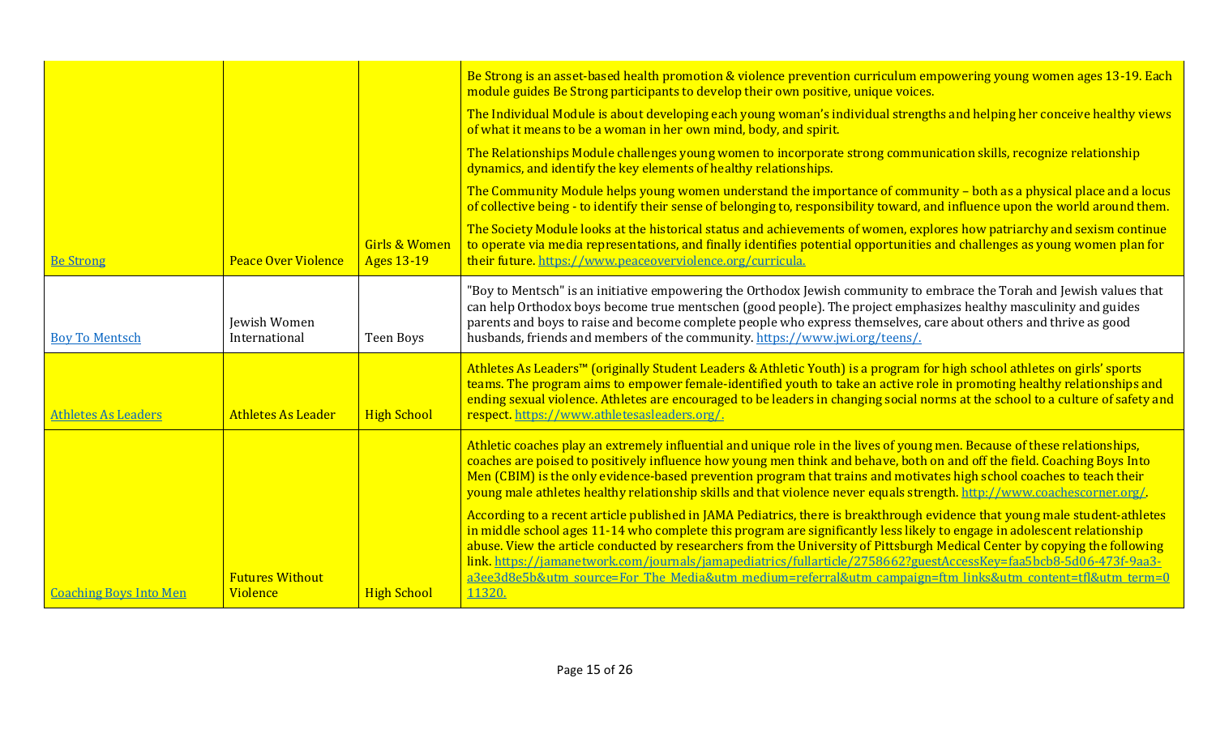| | | | |
|---|---|---|---|
| Be Strong | Peace Over Violence | Girls & Women Ages 13-19 | Be Strong is an asset-based health promotion & violence prevention curriculum empowering young women ages 13-19. Each module guides Be Strong participants to develop their own positive, unique voices.<br><br>The Individual Module is about developing each young woman's individual strengths and helping her conceive healthy views of what it means to be a woman in her own mind, body, and spirit.<br><br>The Relationships Module challenges young women to incorporate strong communication skills, recognize relationship dynamics, and identify the key elements of healthy relationships.<br><br>The Community Module helps young women understand the importance of community – both as a physical place and a locus of collective being - to identify their sense of belonging to, responsibility toward, and influence upon the world around them.<br><br>The Society Module looks at the historical status and achievements of women, explores how patriarchy and sexism continue to operate via media representations, and finally identifies potential opportunities and challenges as young women plan for their future. https://www.peaceoverviolence.org/curricula. |
| Boy To Mentsch | Jewish Women International | Teen Boys | "Boy to Mentsch" is an initiative empowering the Orthodox Jewish community to embrace the Torah and Jewish values that can help Orthodox boys become true mentschen (good people). The project emphasizes healthy masculinity and guides parents and boys to raise and become complete people who express themselves, care about others and thrive as good husbands, friends and members of the community. https://www.jwi.org/teens/. |
| Athletes As Leaders | Athletes As Leader | High School | Athletes As Leaders™ (originally Student Leaders & Athletic Youth) is a program for high school athletes on girls' sports teams. The program aims to empower female-identified youth to take an active role in promoting healthy relationships and ending sexual violence. Athletes are encouraged to be leaders in changing social norms at the school to a culture of safety and respect. https://www.athletesasleaders.org/. |
| Coaching Boys Into Men | Futures Without Violence | High School | Athletic coaches play an extremely influential and unique role in the lives of young men. Because of these relationships, coaches are poised to positively influence how young men think and behave, both on and off the field. Coaching Boys Into Men (CBIM) is the only evidence-based prevention program that trains and motivates high school coaches to teach their young male athletes healthy relationship skills and that violence never equals strength. http://www.coachescorner.org/.<br><br>According to a recent article published in JAMA Pediatrics, there is breakthrough evidence that young male student-athletes in middle school ages 11-14 who complete this program are significantly less likely to engage in adolescent relationship abuse. View the article conducted by researchers from the University of Pittsburgh Medical Center by copying the following link. https://jamanetwork.com/journals/jamapediatrics/fullarticle/2758662?guestAccessKey=faa5bcb8-5d06-473f-9aa3-a3ee3d8e5b&utm_source=For_The_Media&utm_medium=referral&utm_campaign=ftm_links&utm_content=tfl&utm_term=011320. |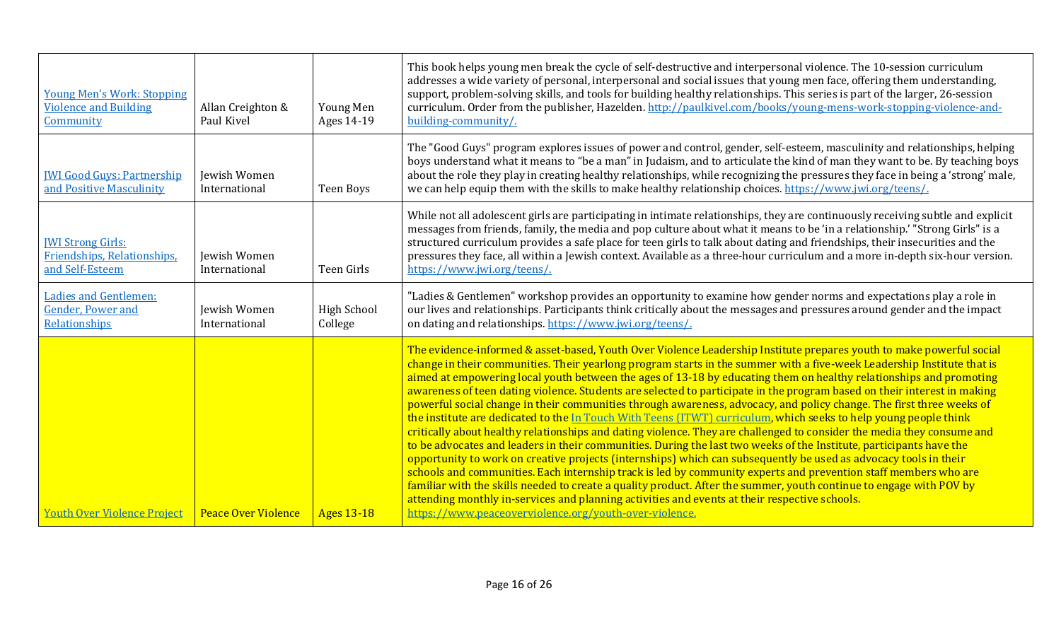| | | | |
|---|---|---|---|
| [Young Men's Work: Stopping Violence and Building Community](http://paulkivel.com/books/young-mens-work-stopping-violence-and-building-community/) | Allan Creighton & Paul Kivel | Young Men Ages 14-19 | This book helps young men break the cycle of self-destructive and interpersonal violence. The 10-session curriculum addresses a wide variety of personal, interpersonal and social issues that young men face, offering them understanding, support, problem-solving skills, and tools for building healthy relationships. This series is part of the larger, 26-session curriculum. Order from the publisher, Hazelden. http://paulkivel.com/books/young-mens-work-stopping-violence-and-building-community/. |
| [JWI Good Guys: Partnership and Positive Masculinity](https://www.jwi.org/teens/) | Jewish Women International | Teen Boys | The "Good Guys" program explores issues of power and control, gender, self-esteem, masculinity and relationships, helping boys understand what it means to "be a man" in Judaism, and to articulate the kind of man they want to be. By teaching boys about the role they play in creating healthy relationships, while recognizing the pressures they face in being a 'strong' male, we can help equip them with the skills to make healthy relationship choices. https://www.jwi.org/teens/. |
| [JWI Strong Girls: Friendships, Relationships, and Self-Esteem](https://www.jwi.org/teens/) | Jewish Women International | Teen Girls | While not all adolescent girls are participating in intimate relationships, they are continuously receiving subtle and explicit messages from friends, family, the media and pop culture about what it means to be 'in a relationship.' "Strong Girls" is a structured curriculum provides a safe place for teen girls to talk about dating and friendships, their insecurities and the pressures they face, all within a Jewish context. Available as a three-hour curriculum and a more in-depth six-hour version. https://www.jwi.org/teens/. |
| [Ladies and Gentlemen: Gender, Power and Relationships](https://www.jwi.org/teens/) | Jewish Women International | High School College | "Ladies & Gentlemen" workshop provides an opportunity to examine how gender norms and expectations play a role in our lives and relationships. Participants think critically about the messages and pressures around gender and the impact on dating and relationships. https://www.jwi.org/teens/. |
| [Youth Over Violence Project](https://www.peaceoverviolence.org/youth-over-violence) | Peace Over Violence | Ages 13-18 | The evidence-informed & asset-based, Youth Over Violence Leadership Institute prepares youth to make powerful social change in their communities. Their yearlong program starts in the summer with a five-week Leadership Institute that is aimed at empowering local youth between the ages of 13-18 by educating them on healthy relationships and promoting awareness of teen dating violence. Students are selected to participate in the program based on their interest in making powerful social change in their communities through awareness, advocacy, and policy change. The first three weeks of the institute are dedicated to the In Touch With Teens (ITWT) curriculum, which seeks to help young people think critically about healthy relationships and dating violence. They are challenged to consider the media they consume and to be advocates and leaders in their communities. During the last two weeks of the Institute, participants have the opportunity to work on creative projects (internships) which can subsequently be used as advocacy tools in their schools and communities. Each internship track is led by community experts and prevention staff members who are familiar with the skills needed to create a quality product. After the summer, youth continue to engage with POV by attending monthly in-services and planning activities and events at their respective schools. https://www.peaceoverviolence.org/youth-over-violence. |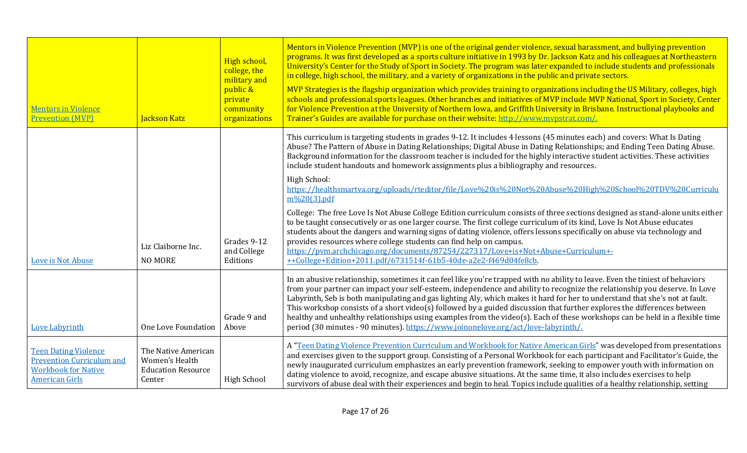| | | | |
|---|---|---|---|
| Mentors in Violence Prevention (MVP) | Jackson Katz | High school, college, the military and public & private community organizations | Mentors in Violence Prevention (MVP) is one of the original gender violence, sexual harassment, and bullying prevention programs. It was first developed as a sports culture initiative in 1993 by Dr. Jackson Katz and his colleagues at Northeastern University's Center for the Study of Sport in Society. The program was later expanded to include students and professionals in college, high school, the military, and a variety of organizations in the public and private sectors.<br><br>MVP Strategies is the flagship organization which provides training to organizations including the US Military, colleges, high schools and professional sports leagues. Other branches and initiatives of MVP include MVP National, Sport in Society, Center for Violence Prevention at the University of Northern Iowa, and Griffith University in Brisbane. Instructional playbooks and Trainer's Guides are available for purchase on their website: http://www.mvpstrat.com/. |
| Love is Not Abuse | Liz Claiborne Inc.<br><br>NO MORE | Grades 9-12 and College Editions | This curriculum is targeting students in grades 9-12. It includes 4 lessons (45 minutes each) and covers: What Is Dating Abuse? The Pattern of Abuse in Dating Relationships; Digital Abuse in Dating Relationships; and Ending Teen Dating Abuse. Background information for the classroom teacher is included for the highly interactive student activities. These activities include student handouts and homework assignments plus a bibliography and resources.<br><br>High School: https://healthsmartva.org/uploads/rteditor/file/Love%20is%20Not%20Abuse%20High%20School%20TDV%20Curriculum%20(3).pdf<br><br>College: The free Love Is Not Abuse College Edition curriculum consists of three sections designed as stand-alone units either to be taught consecutively or as one larger course. The first college curriculum of its kind, Love Is Not Abuse educates students about the dangers and warning signs of dating violence, offers lessons specifically on abuse via technology and provides resources where college students can find help on campus. https://pvm.archchicago.org/documents/87254/227317/Love+is+Not+Abuse+Curriculum+-++College+Edition+2011.pdf/6731514f-61b5-40de-a2e2-f469d04fe8cb. |
| Love Labyrinth | One Love Foundation | Grade 9 and Above | In an abusive relationship, sometimes it can feel like you're trapped with no ability to leave. Even the tiniest of behaviors from your partner can impact your self-esteem, independence and ability to recognize the relationship you deserve. In Love Labyrinth, Seb is both manipulating and gas lighting Aly, which makes it hard for her to understand that she's not at fault. This workshop consists of a short video(s) followed by a guided discussion that further explores the differences between healthy and unhealthy relationships using examples from the video(s). Each of these workshops can be held in a flexible time period (30 minutes - 90 minutes). https://www.joinonelove.org/act/love-labyrinth/. |
| Teen Dating Violence Prevention Curriculum and Workbook for Native American Girls | The Native American Women's Health Education Resource Center | High School | A "Teen Dating Violence Prevention Curriculum and Workbook for Native American Girls" was developed from presentations and exercises given to the support group. Consisting of a Personal Workbook for each participant and Facilitator's Guide, the newly inaugurated curriculum emphasizes an early prevention framework, seeking to empower youth with information on dating violence to avoid, recognize, and escape abusive situations. At the same time, it also includes exercises to help survivors of abuse deal with their experiences and begin to heal. Topics include qualities of a healthy relationship, setting |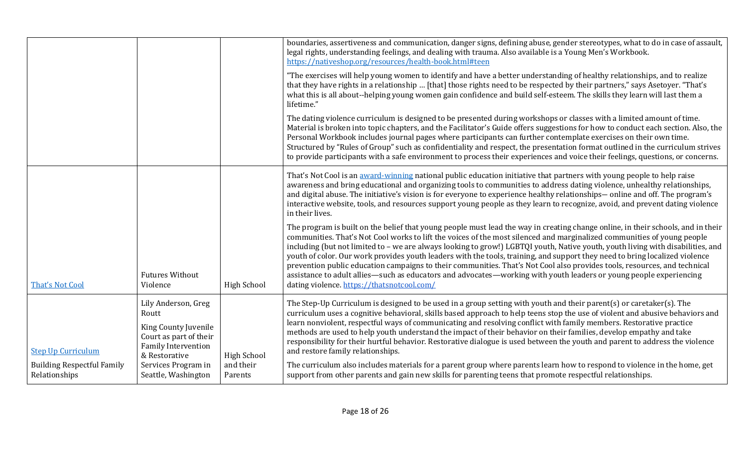| | | | |
|---|---|---|---|
| | | | boundaries, assertiveness and communication, danger signs, defining abuse, gender stereotypes, what to do in case of assault, legal rights, understanding feelings, and dealing with trauma. Also available is a Young Men's Workbook. https://nativeshop.org/resources/health-book.html#teen<br><br>"The exercises will help young women to identify and have a better understanding of healthy relationships, and to realize that they have rights in a relationship … [that] those rights need to be respected by their partners," says Asetoyer. "That's what this is all about--helping young women gain confidence and build self-esteem. The skills they learn will last them a lifetime."<br><br>The dating violence curriculum is designed to be presented during workshops or classes with a limited amount of time. Material is broken into topic chapters, and the Facilitator's Guide offers suggestions for how to conduct each section. Also, the Personal Workbook includes journal pages where participants can further contemplate exercises on their own time. Structured by "Rules of Group" such as confidentiality and respect, the presentation format outlined in the curriculum strives to provide participants with a safe environment to process their experiences and voice their feelings, questions, or concerns. |
| That's Not Cool | Futures Without Violence | High School | That's Not Cool is an award-winning national public education initiative that partners with young people to help raise awareness and bring educational and organizing tools to communities to address dating violence, unhealthy relationships, and digital abuse. The initiative's vision is for everyone to experience healthy relationships— online and off. The program's interactive website, tools, and resources support young people as they learn to recognize, avoid, and prevent dating violence in their lives.<br><br>The program is built on the belief that young people must lead the way in creating change online, in their schools, and in their communities. That's Not Cool works to lift the voices of the most silenced and marginalized communities of young people including (but not limited to – we are always looking to grow!) LGBTQI youth, Native youth, youth living with disabilities, and youth of color. Our work provides youth leaders with the tools, training, and support they need to bring localized violence prevention public education campaigns to their communities. That's Not Cool also provides tools, resources, and technical assistance to adult allies—such as educators and advocates—working with youth leaders or young people experiencing dating violence. https://thatsnotcool.com/ |
| Step Up Curriculum<br><br>Building Respectful Family Relationships | Lily Anderson, Greg Routt<br><br>King County Juvenile Court as part of their Family Intervention & Restorative Services Program in Seattle, Washington | High School and their Parents | The Step-Up Curriculum is designed to be used in a group setting with youth and their parent(s) or caretaker(s). The curriculum uses a cognitive behavioral, skills based approach to help teens stop the use of violent and abusive behaviors and learn nonviolent, respectful ways of communicating and resolving conflict with family members. Restorative practice methods are used to help youth understand the impact of their behavior on their families, develop empathy and take responsibility for their hurtful behavior. Restorative dialogue is used between the youth and parent to address the violence and restore family relationships.<br><br>The curriculum also includes materials for a parent group where parents learn how to respond to violence in the home, get support from other parents and gain new skills for parenting teens that promote respectful relationships. |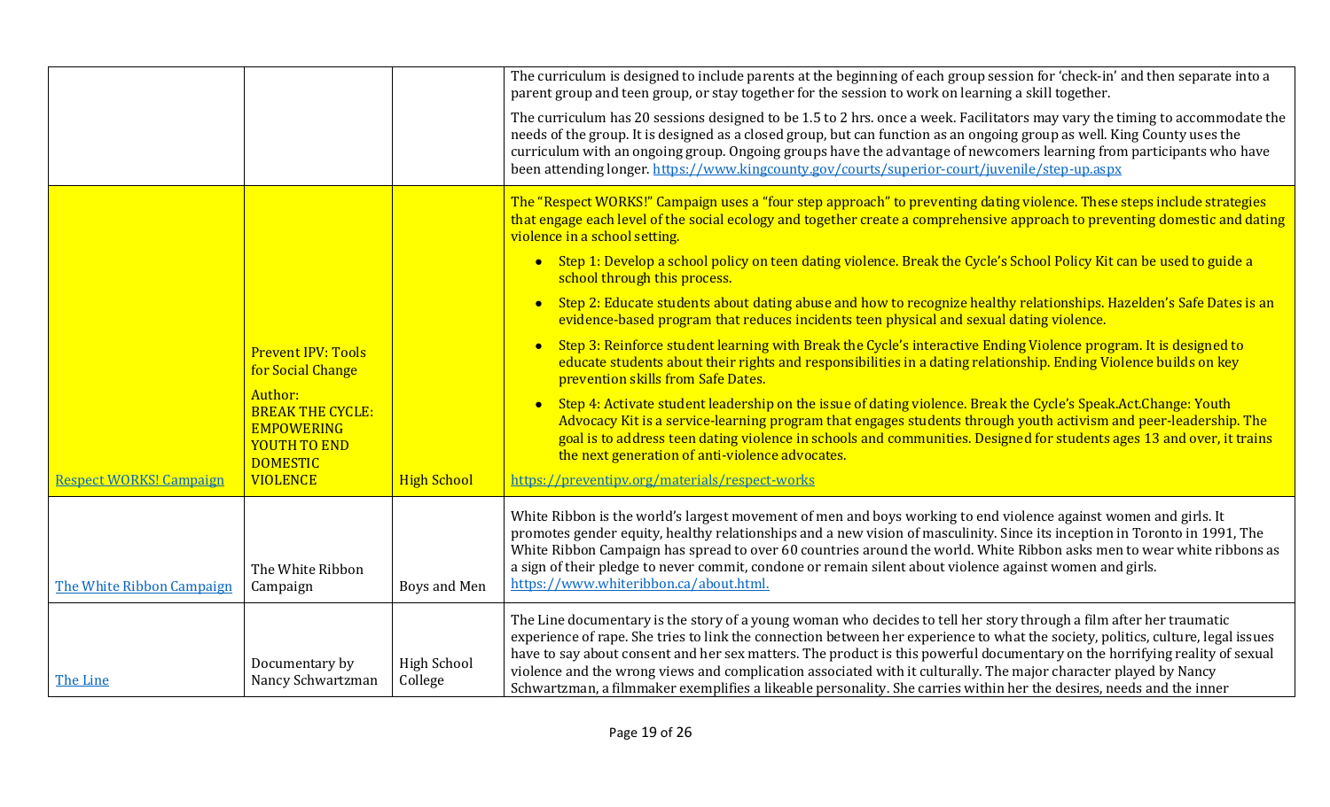| | | | |
|---|---|---|---|
| | | | The curriculum is designed to include parents at the beginning of each group session for 'check-in' and then separate into a parent group and teen group, or stay together for the session to work on learning a skill together.<br><br>The curriculum has 20 sessions designed to be 1.5 to 2 hrs. once a week. Facilitators may vary the timing to accommodate the needs of the group. It is designed as a closed group, but can function as an ongoing group as well. King County uses the curriculum with an ongoing group. Ongoing groups have the advantage of newcomers learning from participants who have been attending longer. https://www.kingcounty.gov/courts/superior-court/juvenile/step-up.aspx |
| Respect WORKS! Campaign | Prevent IPV: Tools for Social Change<br><br>Author: BREAK THE CYCLE: EMPOWERING YOUTH TO END DOMESTIC VIOLENCE | High School | The "Respect WORKS!" Campaign uses a "four step approach" to preventing dating violence. These steps include strategies that engage each level of the social ecology and together create a comprehensive approach to preventing domestic and dating violence in a school setting.<br>• Step 1: Develop a school policy on teen dating violence. Break the Cycle's School Policy Kit can be used to guide a school through this process.<br>• Step 2: Educate students about dating abuse and how to recognize healthy relationships. Hazelden's Safe Dates is an evidence-based program that reduces incidents teen physical and sexual dating violence.<br>• Step 3: Reinforce student learning with Break the Cycle's interactive Ending Violence program. It is designed to educate students about their rights and responsibilities in a dating relationship. Ending Violence builds on key prevention skills from Safe Dates.<br>• Step 4: Activate student leadership on the issue of dating violence. Break the Cycle's Speak.Act.Change: Youth Advocacy Kit is a service-learning program that engages students through youth activism and peer-leadership. The goal is to address teen dating violence in schools and communities. Designed for students ages 13 and over, it trains the next generation of anti-violence advocates.<br><br>https://preventipv.org/materials/respect-works |
| The White Ribbon Campaign | The White Ribbon Campaign | Boys and Men | White Ribbon is the world's largest movement of men and boys working to end violence against women and girls. It promotes gender equity, healthy relationships and a new vision of masculinity. Since its inception in Toronto in 1991, The White Ribbon Campaign has spread to over 60 countries around the world. White Ribbon asks men to wear white ribbons as a sign of their pledge to never commit, condone or remain silent about violence against women and girls. https://www.whiteribbon.ca/about.html. |
| The Line | Documentary by Nancy Schwartzman | High School College | The Line documentary is the story of a young woman who decides to tell her story through a film after her traumatic experience of rape. She tries to link the connection between her experience to what the society, politics, culture, legal issues have to say about consent and her sex matters. The product is this powerful documentary on the horrifying reality of sexual violence and the wrong views and complication associated with it culturally. The major character played by Nancy Schwartzman, a filmmaker exemplifies a likeable personality. She carries within her the desires, needs and the inner |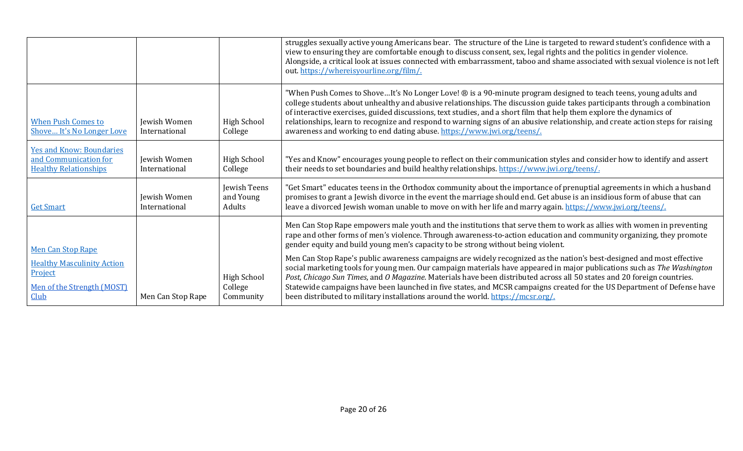| | | | |
|---|---|---|---|
| | | | struggles sexually active young Americans bear. The structure of the Line is targeted to reward student's confidence with a view to ensuring they are comfortable enough to discuss consent, sex, legal rights and the politics in gender violence. Alongside, a critical look at issues connected with embarrassment, taboo and shame associated with sexual violence is not left out. https://whereisyourline.org/film/. |
| When Push Comes to Shove… It's No Longer Love | Jewish Women International | High School College | "When Push Comes to Shove…It's No Longer Love! ® is a 90-minute program designed to teach teens, young adults and college students about unhealthy and abusive relationships. The discussion guide takes participants through a combination of interactive exercises, guided discussions, text studies, and a short film that help them explore the dynamics of relationships, learn to recognize and respond to warning signs of an abusive relationship, and create action steps for raising awareness and working to end dating abuse. https://www.jwi.org/teens/. |
| Yes and Know: Boundaries and Communication for Healthy Relationships | Jewish Women International | High School College | "Yes and Know" encourages young people to reflect on their communication styles and consider how to identify and assert their needs to set boundaries and build healthy relationships. https://www.jwi.org/teens/. |
| Get Smart | Jewish Women International | Jewish Teens and Young Adults | "Get Smart" educates teens in the Orthodox community about the importance of prenuptial agreements in which a husband promises to grant a Jewish divorce in the event the marriage should end. Get abuse is an insidious form of abuse that can leave a divorced Jewish woman unable to move on with her life and marry again. https://www.jwi.org/teens/. |
| Men Can Stop Rape<br><br>Healthy Masculinity Action Project<br><br>Men of the Strength (MOST) Club | Men Can Stop Rape | High School College Community | Men Can Stop Rape empowers male youth and the institutions that serve them to work as allies with women in preventing rape and other forms of men's violence. Through awareness-to-action education and community organizing, they promote gender equity and build young men's capacity to be strong without being violent.<br><br>Men Can Stop Rape's public awareness campaigns are widely recognized as the nation's best-designed and most effective social marketing tools for young men. Our campaign materials have appeared in major publications such as *The Washington Post, Chicago Sun Times*, and *O Magazine*. Materials have been distributed across all 50 states and 20 foreign countries. Statewide campaigns have been launched in five states, and MCSR campaigns created for the US Department of Defense have been distributed to military installations around the world. https://mcsr.org/. |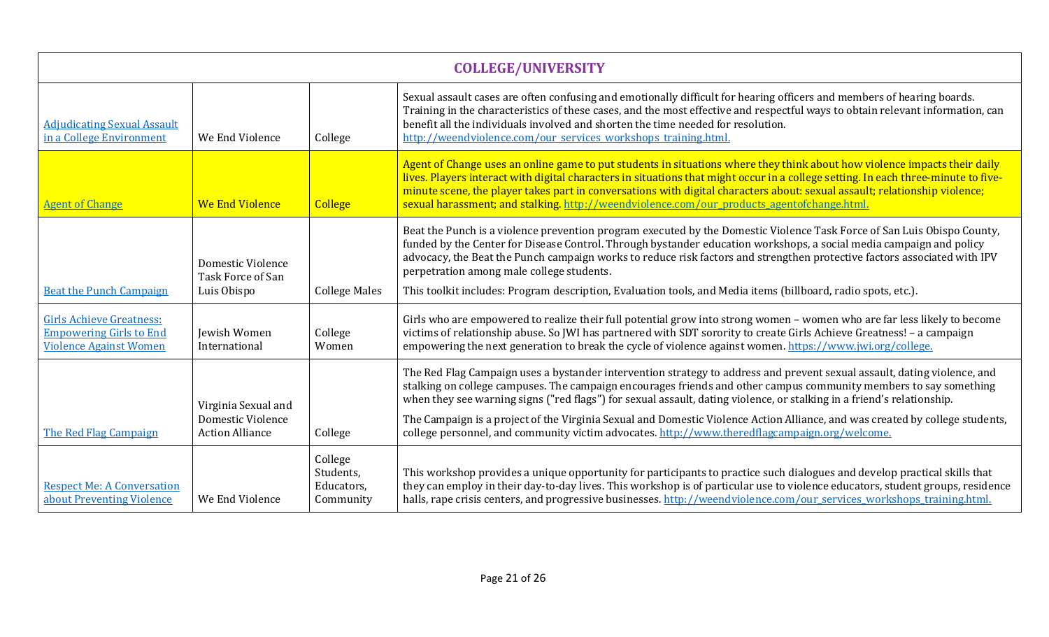| COLLEGE/UNIVERSITY | | | |
|---|---|---|---|
| Adjudicating Sexual Assault in a College Environment | We End Violence | College | Sexual assault cases are often confusing and emotionally difficult for hearing officers and members of hearing boards. Training in the characteristics of these cases, and the most effective and respectful ways to obtain relevant information, can benefit all the individuals involved and shorten the time needed for resolution. http://weendviolence.com/our_services_workshops_training.html. |
| Agent of Change | We End Violence | College | Agent of Change uses an online game to put students in situations where they think about how violence impacts their daily lives. Players interact with digital characters in situations that might occur in a college setting. In each three-minute to five-minute scene, the player takes part in conversations with digital characters about: sexual assault; relationship violence; sexual harassment; and stalking. http://weendviolence.com/our_products_agentofchange.html. |
| Beat the Punch Campaign | Domestic Violence Task Force of San Luis Obispo | College Males | Beat the Punch is a violence prevention program executed by the Domestic Violence Task Force of San Luis Obispo County, funded by the Center for Disease Control. Through bystander education workshops, a social media campaign and policy advocacy, the Beat the Punch campaign works to reduce risk factors and strengthen protective factors associated with IPV perpetration among male college students.<br><br>This toolkit includes: Program description, Evaluation tools, and Media items (billboard, radio spots, etc.). |
| Girls Achieve Greatness: Empowering Girls to End Violence Against Women | Jewish Women International | College Women | Girls who are empowered to realize their full potential grow into strong women – women who are far less likely to become victims of relationship abuse. So JWI has partnered with SDT sorority to create Girls Achieve Greatness! – a campaign empowering the next generation to break the cycle of violence against women. https://www.jwi.org/college. |
| The Red Flag Campaign | Virginia Sexual and Domestic Violence Action Alliance | College | The Red Flag Campaign uses a bystander intervention strategy to address and prevent sexual assault, dating violence, and stalking on college campuses. The campaign encourages friends and other campus community members to say something when they see warning signs ("red flags") for sexual assault, dating violence, or stalking in a friend's relationship.<br><br>The Campaign is a project of the Virginia Sexual and Domestic Violence Action Alliance, and was created by college students, college personnel, and community victim advocates. http://www.theredflagcampaign.org/welcome. |
| Respect Me: A Conversation about Preventing Violence | We End Violence | College Students, Educators, Community | This workshop provides a unique opportunity for participants to practice such dialogues and develop practical skills that they can employ in their day-to-day lives. This workshop is of particular use to violence educators, student groups, residence halls, rape crisis centers, and progressive businesses. http://weendviolence.com/our_services_workshops_training.html. |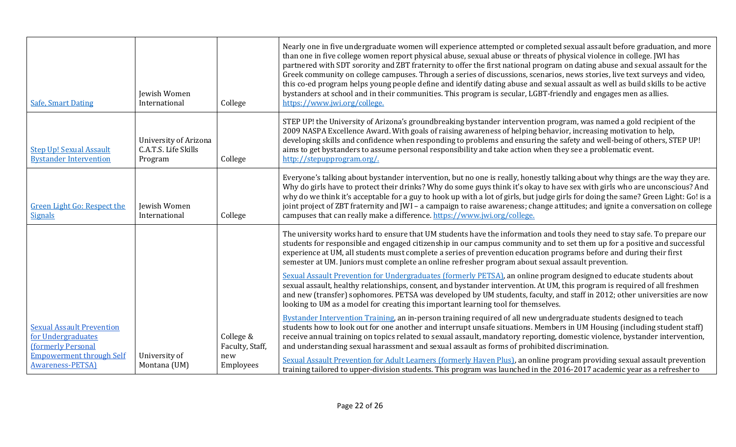| | | | |
|---|---|---|---|
| [Safe, Smart Dating]() | Jewish Women International | College | Nearly one in five undergraduate women will experience attempted or completed sexual assault before graduation, and more than one in five college women report physical abuse, sexual abuse or threats of physical violence in college. JWI has partnered with SDT sorority and ZBT fraternity to offer the first national program on dating abuse and sexual assault for the Greek community on college campuses. Through a series of discussions, scenarios, news stories, live text surveys and video, this co-ed program helps young people define and identify dating abuse and sexual assault as well as build skills to be active bystanders at school and in their communities. This program is secular, LGBT-friendly and engages men as allies. [https://www.jwi.org/college.](https://www.jwi.org/college) |
| [Step Up! Sexual Assault Bystander Intervention]() | University of Arizona C.A.T.S. Life Skills Program | College | STEP UP! the University of Arizona's groundbreaking bystander intervention program, was named a gold recipient of the 2009 NASPA Excellence Award. With goals of raising awareness of helping behavior, increasing motivation to help, developing skills and confidence when responding to problems and ensuring the safety and well-being of others, STEP UP! aims to get bystanders to assume personal responsibility and take action when they see a problematic event. [http://stepupprogram.org/.](http://stepupprogram.org/) |
| [Green Light Go: Respect the Signals]() | Jewish Women International | College | Everyone's talking about bystander intervention, but no one is really, honestly talking about why things are the way they are. Why do girls have to protect their drinks? Why do some guys think it's okay to have sex with girls who are unconscious? And why do we think it's acceptable for a guy to hook up with a lot of girls, but judge girls for doing the same? Green Light: Go! is a joint project of ZBT fraternity and JWI – a campaign to raise awareness; change attitudes; and ignite a conversation on college campuses that can really make a difference. [https://www.jwi.org/college.](https://www.jwi.org/college) |
| [Sexual Assault Prevention for Undergraduates (formerly Personal Empowerment through Self Awareness-PETSA)]() | University of Montana (UM) | College & Faculty, Staff, new Employees | The university works hard to ensure that UM students have the information and tools they need to stay safe. To prepare our students for responsible and engaged citizenship in our campus community and to set them up for a positive and successful experience at UM, all students must complete a series of prevention education programs before and during their first semester at UM. Juniors must complete an online refresher program about sexual assault prevention.<br><br>[Sexual Assault Prevention for Undergraduates (formerly PETSA)](), an online program designed to educate students about sexual assault, healthy relationships, consent, and bystander intervention. At UM, this program is required of all freshmen and new (transfer) sophomores. PETSA was developed by UM students, faculty, and staff in 2012; other universities are now looking to UM as a model for creating this important learning tool for themselves.<br><br>[Bystander Intervention Training](), an in-person training required of all new undergraduate students designed to teach students how to look out for one another and interrupt unsafe situations. Members in UM Housing (including student staff) receive annual training on topics related to sexual assault, mandatory reporting, domestic violence, bystander intervention, and understanding sexual harassment and sexual assault as forms of prohibited discrimination.<br><br>[Sexual Assault Prevention for Adult Learners (formerly Haven Plus)](), an online program providing sexual assault prevention training tailored to upper-division students. This program was launched in the 2016-2017 academic year as a refresher to |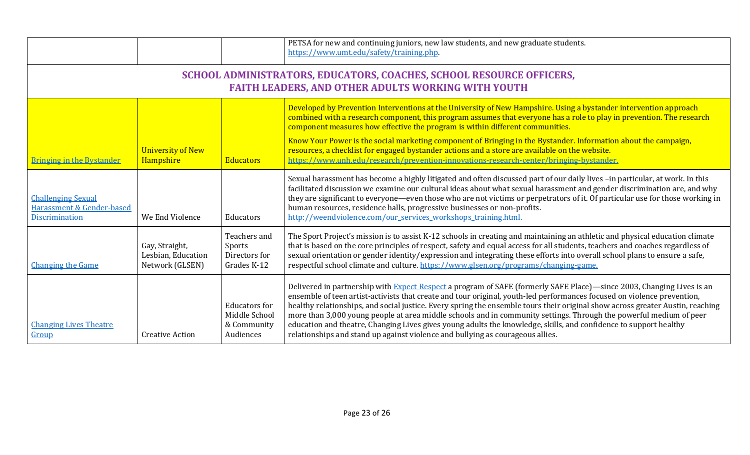| | | | |
|---|---|---|---|
| | | | PETSA for new and continuing juniors, new law students, and new graduate students. https://www.umt.edu/safety/training.php. |
| **SCHOOL ADMINISTRATORS, EDUCATORS, COACHES, SCHOOL RESOURCE OFFICERS, FAITH LEADERS, AND OTHER ADULTS WORKING WITH YOUTH** | | | |
| Bringing in the Bystander | University of New Hampshire | Educators | Developed by Prevention Interventions at the University of New Hampshire. Using a bystander intervention approach combined with a research component, this program assumes that everyone has a role to play in prevention. The research component measures how effective the program is within different communities.<br><br>Know Your Power is the social marketing component of Bringing in the Bystander. Information about the campaign, resources, a checklist for engaged bystander actions and a store are available on the website. https://www.unh.edu/research/prevention-innovations-research-center/bringing-bystander. |
| Challenging Sexual Harassment & Gender-based Discrimination | We End Violence | Educators | Sexual harassment has become a highly litigated and often discussed part of our daily lives –in particular, at work. In this facilitated discussion we examine our cultural ideas about what sexual harassment and gender discrimination are, and why they are significant to everyone—even those who are not victims or perpetrators of it. Of particular use for those working in human resources, residence halls, progressive businesses or non-profits. http://weendviolence.com/our_services_workshops_training.html. |
| Changing the Game | Gay, Straight, Lesbian, Education Network (GLSEN) | Teachers and Sports Directors for Grades K-12 | The Sport Project's mission is to assist K-12 schools in creating and maintaining an athletic and physical education climate that is based on the core principles of respect, safety and equal access for all students, teachers and coaches regardless of sexual orientation or gender identity/expression and integrating these efforts into overall school plans to ensure a safe, respectful school climate and culture. https://www.glsen.org/programs/changing-game. |
| Changing Lives Theatre Group | Creative Action | Educators for Middle School & Community Audiences | Delivered in partnership with Expect Respect a program of SAFE (formerly SAFE Place)—since 2003, Changing Lives is an ensemble of teen artist-activists that create and tour original, youth-led performances focused on violence prevention, healthy relationships, and social justice. Every spring the ensemble tours their original show across greater Austin, reaching more than 3,000 young people at area middle schools and in community settings. Through the powerful medium of peer education and theatre, Changing Lives gives young adults the knowledge, skills, and confidence to support healthy relationships and stand up against violence and bullying as courageous allies. |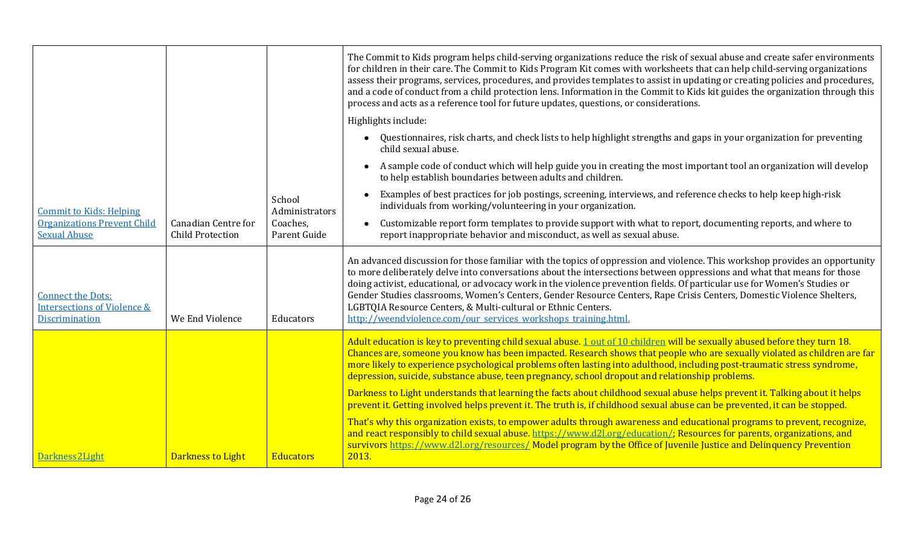| | | | |
|---|---|---|---|
| Commit to Kids: Helping Organizations Prevent Child Sexual Abuse | Canadian Centre for Child Protection | School Administrators Coaches, Parent Guide | The Commit to Kids program helps child-serving organizations reduce the risk of sexual abuse and create safer environments for children in their care. The Commit to Kids Program Kit comes with worksheets that can help child-serving organizations assess their programs, services, procedures, and provides templates to assist in updating or creating policies and procedures, and a code of conduct from a child protection lens. Information in the Commit to Kids kit guides the organization through this process and acts as a reference tool for future updates, questions, or considerations.<br><br>Highlights include:<br>• Questionnaires, risk charts, and check lists to help highlight strengths and gaps in your organization for preventing child sexual abuse.<br>• A sample code of conduct which will help guide you in creating the most important tool an organization will develop to help establish boundaries between adults and children.<br>• Examples of best practices for job postings, screening, interviews, and reference checks to help keep high-risk individuals from working/volunteering in your organization.<br>• Customizable report form templates to provide support with what to report, documenting reports, and where to report inappropriate behavior and misconduct, as well as sexual abuse. |
| Connect the Dots: Intersections of Violence & Discrimination | We End Violence | Educators | An advanced discussion for those familiar with the topics of oppression and violence. This workshop provides an opportunity to more deliberately delve into conversations about the intersections between oppressions and what that means for those doing activist, educational, or advocacy work in the violence prevention fields. Of particular use for Women's Studies or Gender Studies classrooms, Women's Centers, Gender Resource Centers, Rape Crisis Centers, Domestic Violence Shelters, LGBTQIA Resource Centers, & Multi-cultural or Ethnic Centers. http://weendviolence.com/our_services_workshops_training.html. |
| Darkness2Light | Darkness to Light | Educators | Adult education is key to preventing child sexual abuse. 1 out of 10 children will be sexually abused before they turn 18. Chances are, someone you know has been impacted. Research shows that people who are sexually violated as children are far more likely to experience psychological problems often lasting into adulthood, including post-traumatic stress syndrome, depression, suicide, substance abuse, teen pregnancy, school dropout and relationship problems.<br><br>Darkness to Light understands that learning the facts about childhood sexual abuse helps prevent it. Talking about it helps prevent it. Getting involved helps prevent it. The truth is, if childhood sexual abuse can be prevented, it can be stopped.<br><br>That's why this organization exists, to empower adults through awareness and educational programs to prevent, recognize, and react responsibly to child sexual abuse. https://www.d2l.org/education/; Resources for parents, organizations, and survivors https://www.d2l.org/resources/ Model program by the Office of Juvenile Justice and Delinquency Prevention 2013. |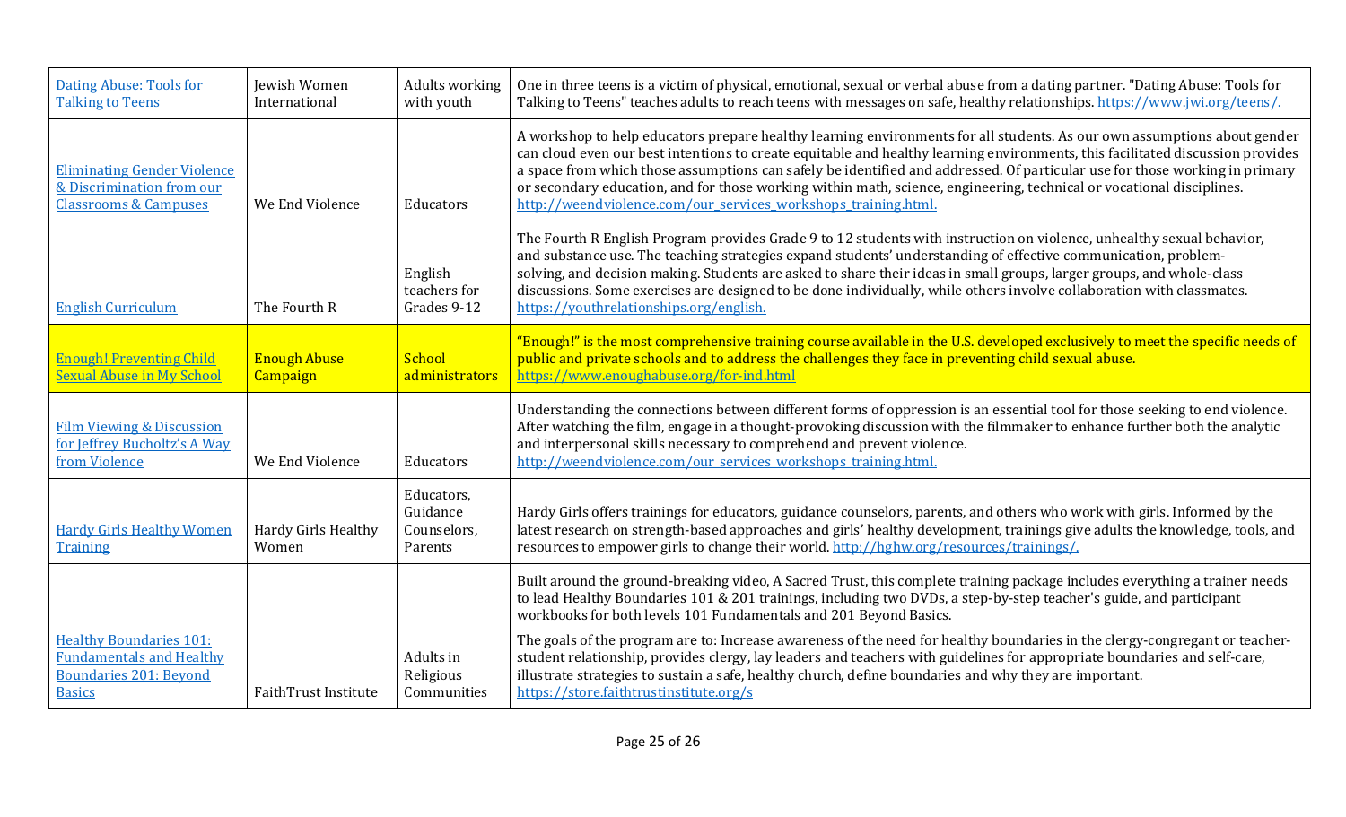| | | | |
|---|---|---|---|
| Dating Abuse: Tools for Talking to Teens | Jewish Women International | Adults working with youth | One in three teens is a victim of physical, emotional, sexual or verbal abuse from a dating partner. "Dating Abuse: Tools for Talking to Teens" teaches adults to reach teens with messages on safe, healthy relationships. https://www.jwi.org/teens/. |
| Eliminating Gender Violence & Discrimination from our Classrooms & Campuses | We End Violence | Educators | A workshop to help educators prepare healthy learning environments for all students. As our own assumptions about gender can cloud even our best intentions to create equitable and healthy learning environments, this facilitated discussion provides a space from which those assumptions can safely be identified and addressed. Of particular use for those working in primary or secondary education, and for those working within math, science, engineering, technical or vocational disciplines. http://weendviolence.com/our_services_workshops_training.html. |
| English Curriculum | The Fourth R | English teachers for Grades 9-12 | The Fourth R English Program provides Grade 9 to 12 students with instruction on violence, unhealthy sexual behavior, and substance use. The teaching strategies expand students' understanding of effective communication, problem-solving, and decision making. Students are asked to share their ideas in small groups, larger groups, and whole-class discussions. Some exercises are designed to be done individually, while others involve collaboration with classmates. https://youthrelationships.org/english. |
| Enough! Preventing Child Sexual Abuse in My School | Enough Abuse Campaign | School administrators | "Enough!" is the most comprehensive training course available in the U.S. developed exclusively to meet the specific needs of public and private schools and to address the challenges they face in preventing child sexual abuse. https://www.enoughabuse.org/for-ind.html |
| Film Viewing & Discussion for Jeffrey Bucholtz's A Way from Violence | We End Violence | Educators | Understanding the connections between different forms of oppression is an essential tool for those seeking to end violence. After watching the film, engage in a thought-provoking discussion with the filmmaker to enhance further both the analytic and interpersonal skills necessary to comprehend and prevent violence. http://weendviolence.com/our_services_workshops_training.html. |
| Hardy Girls Healthy Women Training | Hardy Girls Healthy Women | Educators, Guidance Counselors, Parents | Hardy Girls offers trainings for educators, guidance counselors, parents, and others who work with girls. Informed by the latest research on strength-based approaches and girls' healthy development, trainings give adults the knowledge, tools, and resources to empower girls to change their world. http://hghw.org/resources/trainings/. |
| Healthy Boundaries 101: Fundamentals and Healthy Boundaries 201: Beyond Basics | FaithTrust Institute | Adults in Religious Communities | Built around the ground-breaking video, A Sacred Trust, this complete training package includes everything a trainer needs to lead Healthy Boundaries 101 & 201 trainings, including two DVDs, a step-by-step teacher's guide, and participant workbooks for both levels 101 Fundamentals and 201 Beyond Basics. The goals of the program are to: Increase awareness of the need for healthy boundaries in the clergy-congregant or teacher-student relationship, provides clergy, lay leaders and teachers with guidelines for appropriate boundaries and self-care, illustrate strategies to sustain a safe, healthy church, define boundaries and why they are important. https://store.faithtrustinstitute.org/s |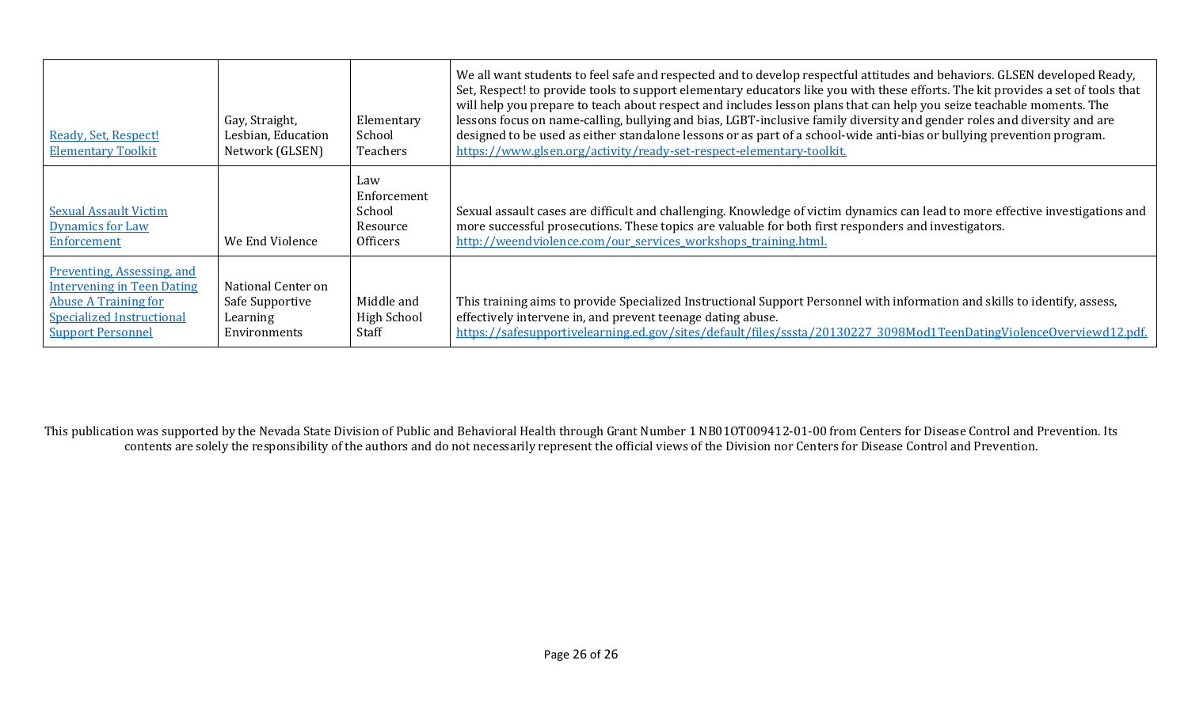| | | | |
|---|---|---|---|
| Ready, Set, Respect! Elementary Toolkit | Gay, Straight, Lesbian, Education Network (GLSEN) | Elementary School Teachers | We all want students to feel safe and respected and to develop respectful attitudes and behaviors. GLSEN developed Ready, Set, Respect! to provide tools to support elementary educators like you with these efforts. The kit provides a set of tools that will help you prepare to teach about respect and includes lesson plans that can help you seize teachable moments. The lessons focus on name-calling, bullying and bias, LGBT-inclusive family diversity and gender roles and diversity and are designed to be used as either standalone lessons or as part of a school-wide anti-bias or bullying prevention program. https://www.glsen.org/activity/ready-set-respect-elementary-toolkit. |
| Sexual Assault Victim Dynamics for Law Enforcement | We End Violence | Law Enforcement School Resource Officers | Sexual assault cases are difficult and challenging. Knowledge of victim dynamics can lead to more effective investigations and more successful prosecutions. These topics are valuable for both first responders and investigators. http://weendviolence.com/our_services_workshops_training.html. |
| Preventing, Assessing, and Intervening in Teen Dating Abuse A Training for Specialized Instructional Support Personnel | National Center on Safe Supportive Learning Environments | Middle and High School Staff | This training aims to provide Specialized Instructional Support Personnel with information and skills to identify, assess, effectively intervene in, and prevent teenage dating abuse. https://safesupportivelearning.ed.gov/sites/default/files/sssta/20130227_3098Mod1TeenDatingViolenceOverviewd12.pdf. |

This publication was supported by the Nevada State Division of Public and Behavioral Health through Grant Number 1 NB01OT009412-01-00 from Centers for Disease Control and Prevention. Its contents are solely the responsibility of the authors and do not necessarily represent the official views of the Division nor Centers for Disease Control and Prevention.